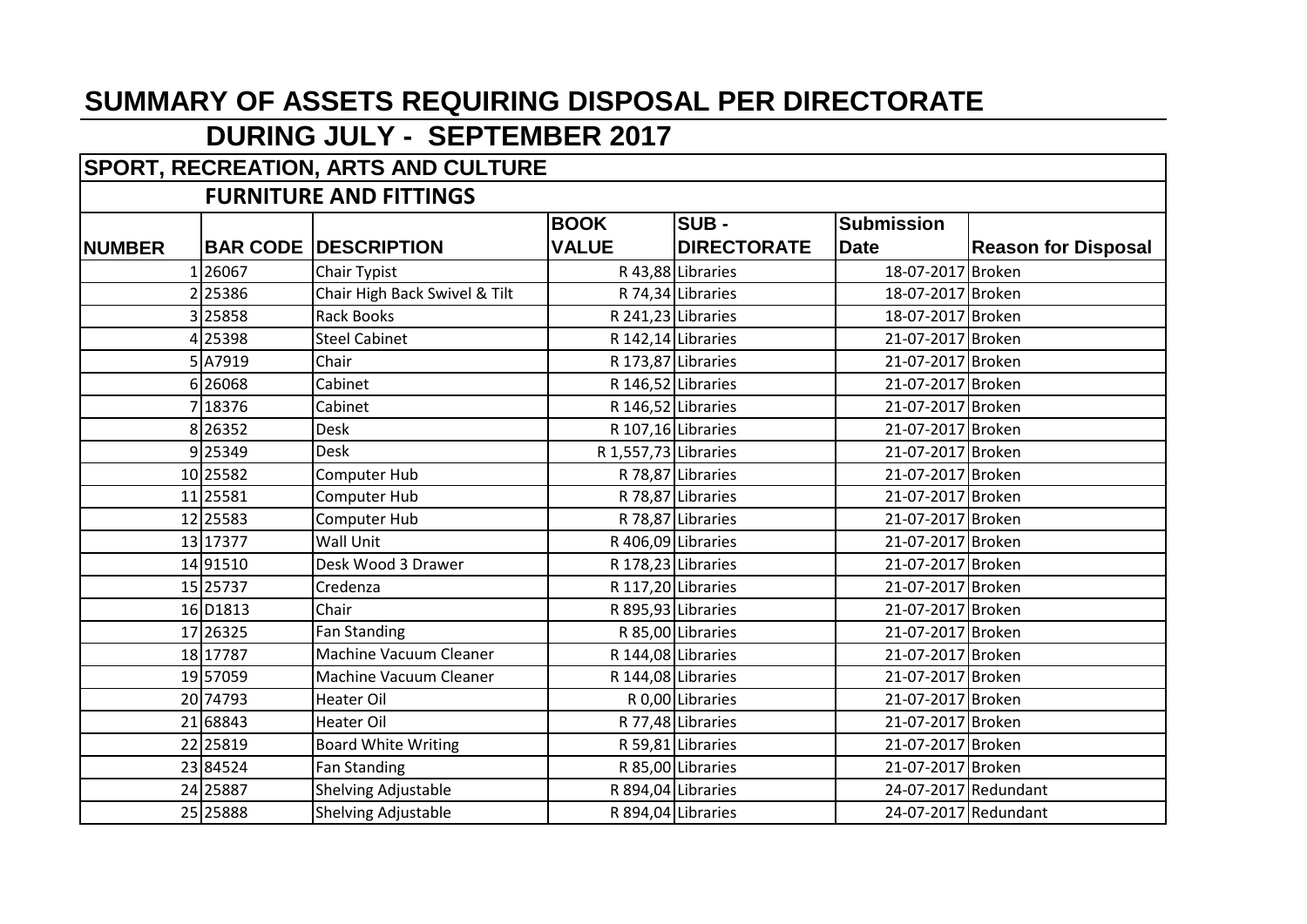# SUMMARY OF ASSETS REQUIRING DISPOSAL PER DIRECTORATE

## DURING JULY - SEPTEMBER 2017

### SPORT, RECREATION, ARTS AND CULTURE

### FURNITURE AND FITTINGS

| NUMBER | BAR CODE | DESCRIPTION | BOOK VALUE | SUB - DIRECTORATE | Submission Date | Reason for Disposal |
|---|---|---|---|---|---|---|
| 1 | 26067 | Chair Typist | R 43,88 | Libraries | 18-07-2017 | Broken |
| 2 | 25386 | Chair High Back Swivel & Tilt | R 74,34 | Libraries | 18-07-2017 | Broken |
| 3 | 25858 | Rack Books | R 241,23 | Libraries | 18-07-2017 | Broken |
| 4 | 25398 | Steel Cabinet | R 142,14 | Libraries | 21-07-2017 | Broken |
| 5 | A7919 | Chair | R 173,87 | Libraries | 21-07-2017 | Broken |
| 6 | 26068 | Cabinet | R 146,52 | Libraries | 21-07-2017 | Broken |
| 7 | 18376 | Cabinet | R 146,52 | Libraries | 21-07-2017 | Broken |
| 8 | 26352 | Desk | R 107,16 | Libraries | 21-07-2017 | Broken |
| 9 | 25349 | Desk | R 1,557,73 | Libraries | 21-07-2017 | Broken |
| 10 | 25582 | Computer Hub | R 78,87 | Libraries | 21-07-2017 | Broken |
| 11 | 25581 | Computer Hub | R 78,87 | Libraries | 21-07-2017 | Broken |
| 12 | 25583 | Computer Hub | R 78,87 | Libraries | 21-07-2017 | Broken |
| 13 | 17377 | Wall Unit | R 406,09 | Libraries | 21-07-2017 | Broken |
| 14 | 91510 | Desk Wood 3 Drawer | R 178,23 | Libraries | 21-07-2017 | Broken |
| 15 | 25737 | Credenza | R 117,20 | Libraries | 21-07-2017 | Broken |
| 16 | D1813 | Chair | R 895,93 | Libraries | 21-07-2017 | Broken |
| 17 | 26325 | Fan Standing | R 85,00 | Libraries | 21-07-2017 | Broken |
| 18 | 17787 | Machine Vacuum Cleaner | R 144,08 | Libraries | 21-07-2017 | Broken |
| 19 | 57059 | Machine Vacuum Cleaner | R 144,08 | Libraries | 21-07-2017 | Broken |
| 20 | 74793 | Heater Oil | R 0,00 | Libraries | 21-07-2017 | Broken |
| 21 | 68843 | Heater Oil | R 77,48 | Libraries | 21-07-2017 | Broken |
| 22 | 25819 | Board White Writing | R 59,81 | Libraries | 21-07-2017 | Broken |
| 23 | 84524 | Fan Standing | R 85,00 | Libraries | 21-07-2017 | Broken |
| 24 | 25887 | Shelving Adjustable | R 894,04 | Libraries | 24-07-2017 | Redundant |
| 25 | 25888 | Shelving Adjustable | R 894,04 | Libraries | 24-07-2017 | Redundant |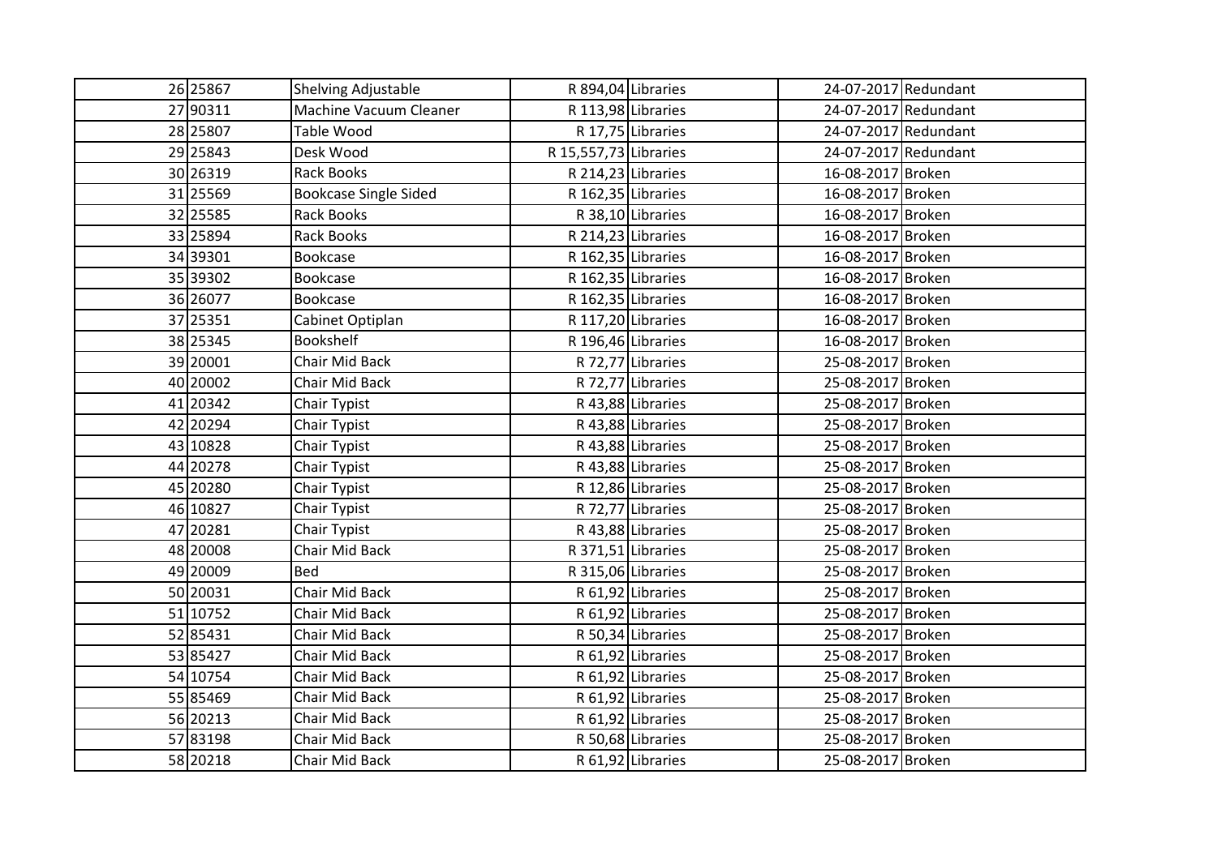| | | | | | | |
|---|---|---|---|---|---|---|
| 26 | 25867 | Shelving Adjustable | R 894,04 | Libraries | 24-07-2017 | Redundant |
| 27 | 90311 | Machine Vacuum Cleaner | R 113,98 | Libraries | 24-07-2017 | Redundant |
| 28 | 25807 | Table Wood | R 17,75 | Libraries | 24-07-2017 | Redundant |
| 29 | 25843 | Desk Wood | R 15,557,73 | Libraries | 24-07-2017 | Redundant |
| 30 | 26319 | Rack Books | R 214,23 | Libraries | 16-08-2017 | Broken |
| 31 | 25569 | Bookcase Single Sided | R 162,35 | Libraries | 16-08-2017 | Broken |
| 32 | 25585 | Rack Books | R 38,10 | Libraries | 16-08-2017 | Broken |
| 33 | 25894 | Rack Books | R 214,23 | Libraries | 16-08-2017 | Broken |
| 34 | 39301 | Bookcase | R 162,35 | Libraries | 16-08-2017 | Broken |
| 35 | 39302 | Bookcase | R 162,35 | Libraries | 16-08-2017 | Broken |
| 36 | 26077 | Bookcase | R 162,35 | Libraries | 16-08-2017 | Broken |
| 37 | 25351 | Cabinet Optiplan | R 117,20 | Libraries | 16-08-2017 | Broken |
| 38 | 25345 | Bookshelf | R 196,46 | Libraries | 16-08-2017 | Broken |
| 39 | 20001 | Chair Mid Back | R 72,77 | Libraries | 25-08-2017 | Broken |
| 40 | 20002 | Chair Mid Back | R 72,77 | Libraries | 25-08-2017 | Broken |
| 41 | 20342 | Chair Typist | R 43,88 | Libraries | 25-08-2017 | Broken |
| 42 | 20294 | Chair Typist | R 43,88 | Libraries | 25-08-2017 | Broken |
| 43 | 10828 | Chair Typist | R 43,88 | Libraries | 25-08-2017 | Broken |
| 44 | 20278 | Chair Typist | R 43,88 | Libraries | 25-08-2017 | Broken |
| 45 | 20280 | Chair Typist | R 12,86 | Libraries | 25-08-2017 | Broken |
| 46 | 10827 | Chair Typist | R 72,77 | Libraries | 25-08-2017 | Broken |
| 47 | 20281 | Chair Typist | R 43,88 | Libraries | 25-08-2017 | Broken |
| 48 | 20008 | Chair Mid Back | R 371,51 | Libraries | 25-08-2017 | Broken |
| 49 | 20009 | Bed | R 315,06 | Libraries | 25-08-2017 | Broken |
| 50 | 20031 | Chair Mid Back | R 61,92 | Libraries | 25-08-2017 | Broken |
| 51 | 10752 | Chair Mid Back | R 61,92 | Libraries | 25-08-2017 | Broken |
| 52 | 85431 | Chair Mid Back | R 50,34 | Libraries | 25-08-2017 | Broken |
| 53 | 85427 | Chair Mid Back | R 61,92 | Libraries | 25-08-2017 | Broken |
| 54 | 10754 | Chair Mid Back | R 61,92 | Libraries | 25-08-2017 | Broken |
| 55 | 85469 | Chair Mid Back | R 61,92 | Libraries | 25-08-2017 | Broken |
| 56 | 20213 | Chair Mid Back | R 61,92 | Libraries | 25-08-2017 | Broken |
| 57 | 83198 | Chair Mid Back | R 50,68 | Libraries | 25-08-2017 | Broken |
| 58 | 20218 | Chair Mid Back | R 61,92 | Libraries | 25-08-2017 | Broken |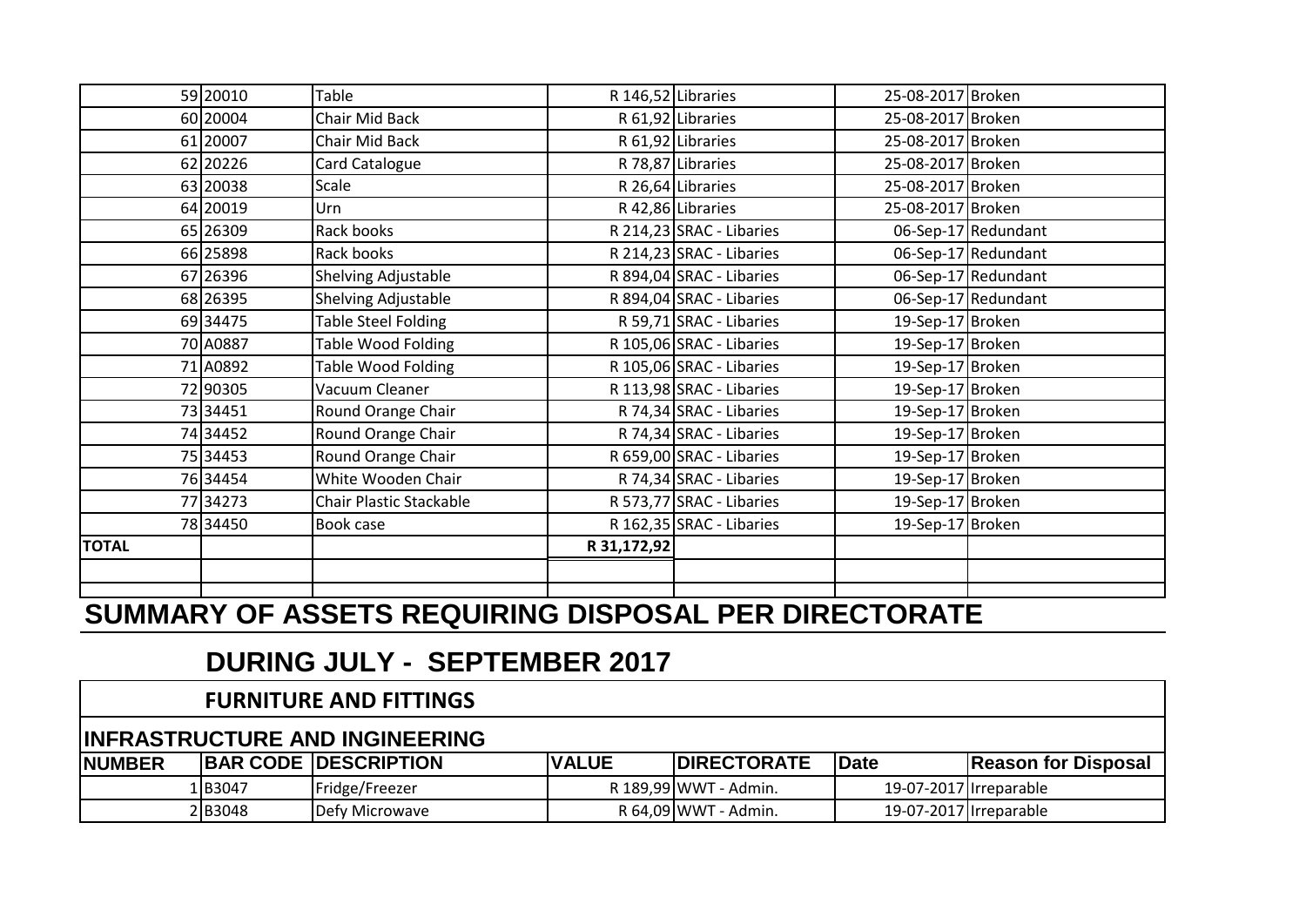| | | | | | | |
|---|---|---|---|---|---|---|
| 59 | 20010 | Table | R 146,52 | Libraries | 25-08-2017 | Broken |
| 60 | 20004 | Chair Mid Back | R 61,92 | Libraries | 25-08-2017 | Broken |
| 61 | 20007 | Chair Mid Back | R 61,92 | Libraries | 25-08-2017 | Broken |
| 62 | 20226 | Card Catalogue | R 78,87 | Libraries | 25-08-2017 | Broken |
| 63 | 20038 | Scale | R 26,64 | Libraries | 25-08-2017 | Broken |
| 64 | 20019 | Urn | R 42,86 | Libraries | 25-08-2017 | Broken |
| 65 | 26309 | Rack books | R 214,23 | SRAC - Libaries | 06-Sep-17 | Redundant |
| 66 | 25898 | Rack books | R 214,23 | SRAC - Libaries | 06-Sep-17 | Redundant |
| 67 | 26396 | Shelving Adjustable | R 894,04 | SRAC - Libaries | 06-Sep-17 | Redundant |
| 68 | 26395 | Shelving Adjustable | R 894,04 | SRAC - Libaries | 06-Sep-17 | Redundant |
| 69 | 34475 | Table Steel Folding | R 59,71 | SRAC - Libaries | 19-Sep-17 | Broken |
| 70 | A0887 | Table Wood Folding | R 105,06 | SRAC - Libaries | 19-Sep-17 | Broken |
| 71 | A0892 | Table Wood Folding | R 105,06 | SRAC - Libaries | 19-Sep-17 | Broken |
| 72 | 90305 | Vacuum Cleaner | R 113,98 | SRAC - Libaries | 19-Sep-17 | Broken |
| 73 | 34451 | Round Orange Chair | R 74,34 | SRAC - Libaries | 19-Sep-17 | Broken |
| 74 | 34452 | Round Orange Chair | R 74,34 | SRAC - Libaries | 19-Sep-17 | Broken |
| 75 | 34453 | Round Orange Chair | R 659,00 | SRAC - Libaries | 19-Sep-17 | Broken |
| 76 | 34454 | White Wooden Chair | R 74,34 | SRAC - Libaries | 19-Sep-17 | Broken |
| 77 | 34273 | Chair Plastic Stackable | R 573,77 | SRAC - Libaries | 19-Sep-17 | Broken |
| 78 | 34450 | Book case | R 162,35 | SRAC - Libaries | 19-Sep-17 | Broken |
| **TOTAL** | | | **R 31,172,92** | | | |

# SUMMARY OF ASSETS REQUIRING DISPOSAL PER DIRECTORATE

## DURING JULY - SEPTEMBER 2017

### FURNITURE AND FITTINGS

### INFRASTRUCTURE AND INGINEERING

| NUMBER | BAR CODE | DESCRIPTION | VALUE | DIRECTORATE | Date | Reason for Disposal |
|---|---|---|---|---|---|---|
| 1 | B3047 | Fridge/Freezer | R 189,99 | WWT - Admin. | 19-07-2017 | Irreparable |
| 2 | B3048 | Defy Microwave | R 64,09 | WWT - Admin. | 19-07-2017 | Irreparable |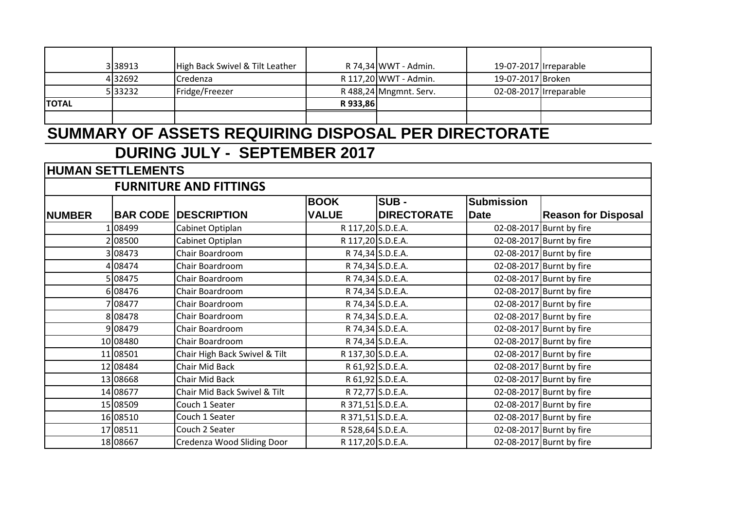| | | | | | | |
|---|---|---|---|---|---|---|
| 3 | 38913 | High Back Swivel & Tilt Leather | R 74,34 | WWT - Admin. | 19-07-2017 | Irreparable |
| 4 | 32692 | Credenza | R 117,20 | WWT - Admin. | 19-07-2017 | Broken |
| 5 | 33232 | Fridge/Freezer | R 488,24 | Mngmnt. Serv. | 02-08-2017 | Irreparable |
| **TOTAL** | | | **R 933,86** | | | |
| | | | | | | |

# SUMMARY OF ASSETS REQUIRING DISPOSAL PER DIRECTORATE

## DURING JULY - SEPTEMBER 2017

### HUMAN SETTLEMENTS

#### FURNITURE AND FITTINGS

| NUMBER | BAR CODE | DESCRIPTION | BOOK VALUE | SUB - DIRECTORATE | Submission Date | Reason for Disposal |
|---|---|---|---|---|---|---|
| 1 | 08499 | Cabinet Optiplan | R 117,20 | S.D.E.A. | 02-08-2017 | Burnt by fire |
| 2 | 08500 | Cabinet Optiplan | R 117,20 | S.D.E.A. | 02-08-2017 | Burnt by fire |
| 3 | 08473 | Chair Boardroom | R 74,34 | S.D.E.A. | 02-08-2017 | Burnt by fire |
| 4 | 08474 | Chair Boardroom | R 74,34 | S.D.E.A. | 02-08-2017 | Burnt by fire |
| 5 | 08475 | Chair Boardroom | R 74,34 | S.D.E.A. | 02-08-2017 | Burnt by fire |
| 6 | 08476 | Chair Boardroom | R 74,34 | S.D.E.A. | 02-08-2017 | Burnt by fire |
| 7 | 08477 | Chair Boardroom | R 74,34 | S.D.E.A. | 02-08-2017 | Burnt by fire |
| 8 | 08478 | Chair Boardroom | R 74,34 | S.D.E.A. | 02-08-2017 | Burnt by fire |
| 9 | 08479 | Chair Boardroom | R 74,34 | S.D.E.A. | 02-08-2017 | Burnt by fire |
| 10 | 08480 | Chair Boardroom | R 74,34 | S.D.E.A. | 02-08-2017 | Burnt by fire |
| 11 | 08501 | Chair High Back Swivel & Tilt | R 137,30 | S.D.E.A. | 02-08-2017 | Burnt by fire |
| 12 | 08484 | Chair Mid Back | R 61,92 | S.D.E.A. | 02-08-2017 | Burnt by fire |
| 13 | 08668 | Chair Mid Back | R 61,92 | S.D.E.A. | 02-08-2017 | Burnt by fire |
| 14 | 08677 | Chair Mid Back Swivel & Tilt | R 72,77 | S.D.E.A. | 02-08-2017 | Burnt by fire |
| 15 | 08509 | Couch 1 Seater | R 371,51 | S.D.E.A. | 02-08-2017 | Burnt by fire |
| 16 | 08510 | Couch 1 Seater | R 371,51 | S.D.E.A. | 02-08-2017 | Burnt by fire |
| 17 | 08511 | Couch 2 Seater | R 528,64 | S.D.E.A. | 02-08-2017 | Burnt by fire |
| 18 | 08667 | Credenza Wood Sliding Door | R 117,20 | S.D.E.A. | 02-08-2017 | Burnt by fire |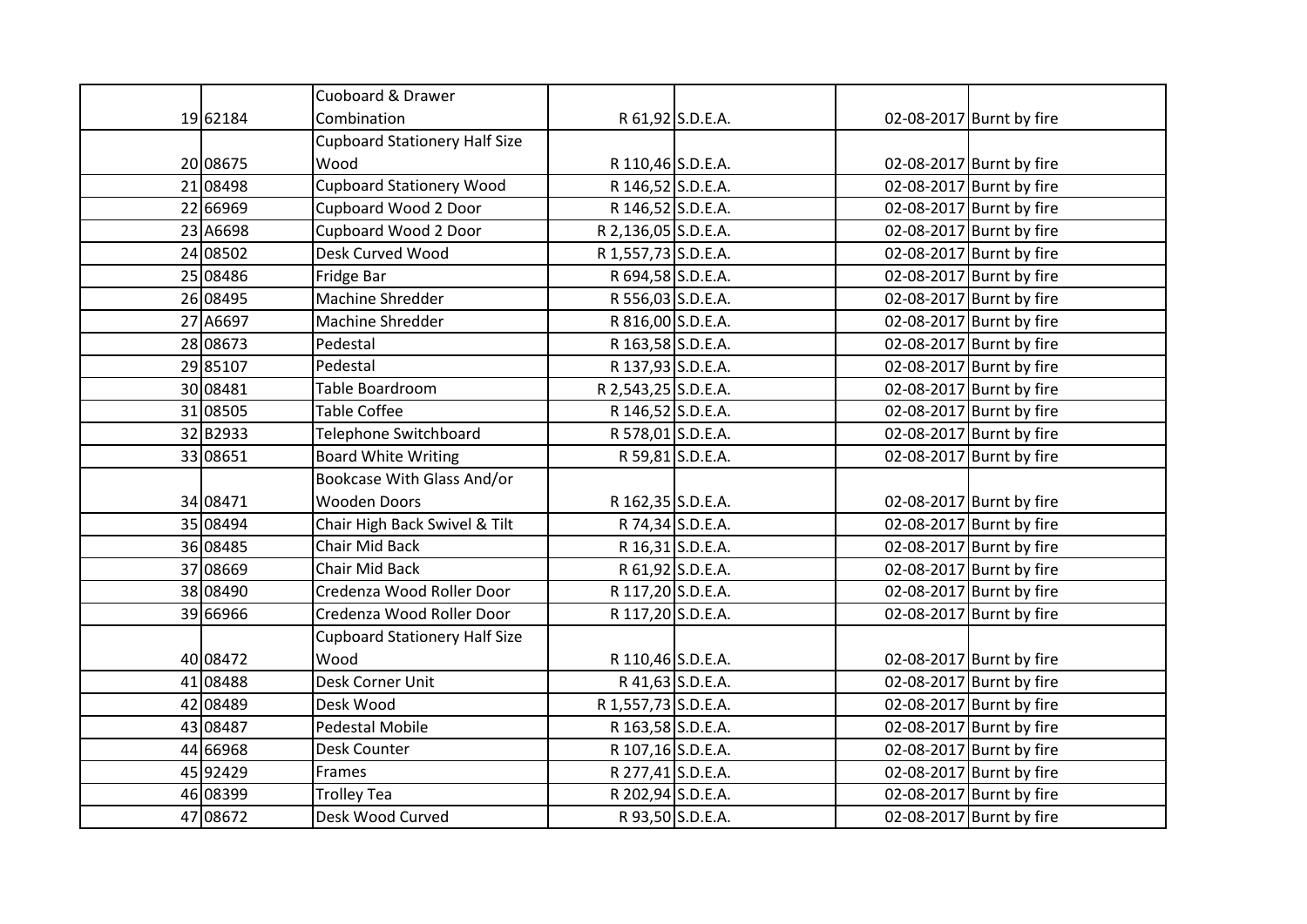| | | | | | | |
|---|---|---|---|---|---|---|
| 19 | 62184 | Cuoboard & Drawer Combination | R 61,92 | S.D.E.A. | 02-08-2017 | Burnt by fire |
| 20 | 08675 | Cupboard Stationery Half Size Wood | R 110,46 | S.D.E.A. | 02-08-2017 | Burnt by fire |
| 21 | 08498 | Cupboard Stationery Wood | R 146,52 | S.D.E.A. | 02-08-2017 | Burnt by fire |
| 22 | 66969 | Cupboard Wood 2 Door | R 146,52 | S.D.E.A. | 02-08-2017 | Burnt by fire |
| 23 | A6698 | Cupboard Wood 2 Door | R 2,136,05 | S.D.E.A. | 02-08-2017 | Burnt by fire |
| 24 | 08502 | Desk Curved Wood | R 1,557,73 | S.D.E.A. | 02-08-2017 | Burnt by fire |
| 25 | 08486 | Fridge Bar | R 694,58 | S.D.E.A. | 02-08-2017 | Burnt by fire |
| 26 | 08495 | Machine Shredder | R 556,03 | S.D.E.A. | 02-08-2017 | Burnt by fire |
| 27 | A6697 | Machine Shredder | R 816,00 | S.D.E.A. | 02-08-2017 | Burnt by fire |
| 28 | 08673 | Pedestal | R 163,58 | S.D.E.A. | 02-08-2017 | Burnt by fire |
| 29 | 85107 | Pedestal | R 137,93 | S.D.E.A. | 02-08-2017 | Burnt by fire |
| 30 | 08481 | Table Boardroom | R 2,543,25 | S.D.E.A. | 02-08-2017 | Burnt by fire |
| 31 | 08505 | Table Coffee | R 146,52 | S.D.E.A. | 02-08-2017 | Burnt by fire |
| 32 | B2933 | Telephone Switchboard | R 578,01 | S.D.E.A. | 02-08-2017 | Burnt by fire |
| 33 | 08651 | Board White Writing | R 59,81 | S.D.E.A. | 02-08-2017 | Burnt by fire |
| 34 | 08471 | Bookcase With Glass And/or Wooden Doors | R 162,35 | S.D.E.A. | 02-08-2017 | Burnt by fire |
| 35 | 08494 | Chair High Back Swivel & Tilt | R 74,34 | S.D.E.A. | 02-08-2017 | Burnt by fire |
| 36 | 08485 | Chair Mid Back | R 16,31 | S.D.E.A. | 02-08-2017 | Burnt by fire |
| 37 | 08669 | Chair Mid Back | R 61,92 | S.D.E.A. | 02-08-2017 | Burnt by fire |
| 38 | 08490 | Credenza Wood Roller Door | R 117,20 | S.D.E.A. | 02-08-2017 | Burnt by fire |
| 39 | 66966 | Credenza Wood Roller Door | R 117,20 | S.D.E.A. | 02-08-2017 | Burnt by fire |
| 40 | 08472 | Cupboard Stationery Half Size Wood | R 110,46 | S.D.E.A. | 02-08-2017 | Burnt by fire |
| 41 | 08488 | Desk Corner Unit | R 41,63 | S.D.E.A. | 02-08-2017 | Burnt by fire |
| 42 | 08489 | Desk Wood | R 1,557,73 | S.D.E.A. | 02-08-2017 | Burnt by fire |
| 43 | 08487 | Pedestal Mobile | R 163,58 | S.D.E.A. | 02-08-2017 | Burnt by fire |
| 44 | 66968 | Desk Counter | R 107,16 | S.D.E.A. | 02-08-2017 | Burnt by fire |
| 45 | 92429 | Frames | R 277,41 | S.D.E.A. | 02-08-2017 | Burnt by fire |
| 46 | 08399 | Trolley Tea | R 202,94 | S.D.E.A. | 02-08-2017 | Burnt by fire |
| 47 | 08672 | Desk Wood Curved | R 93,50 | S.D.E.A. | 02-08-2017 | Burnt by fire |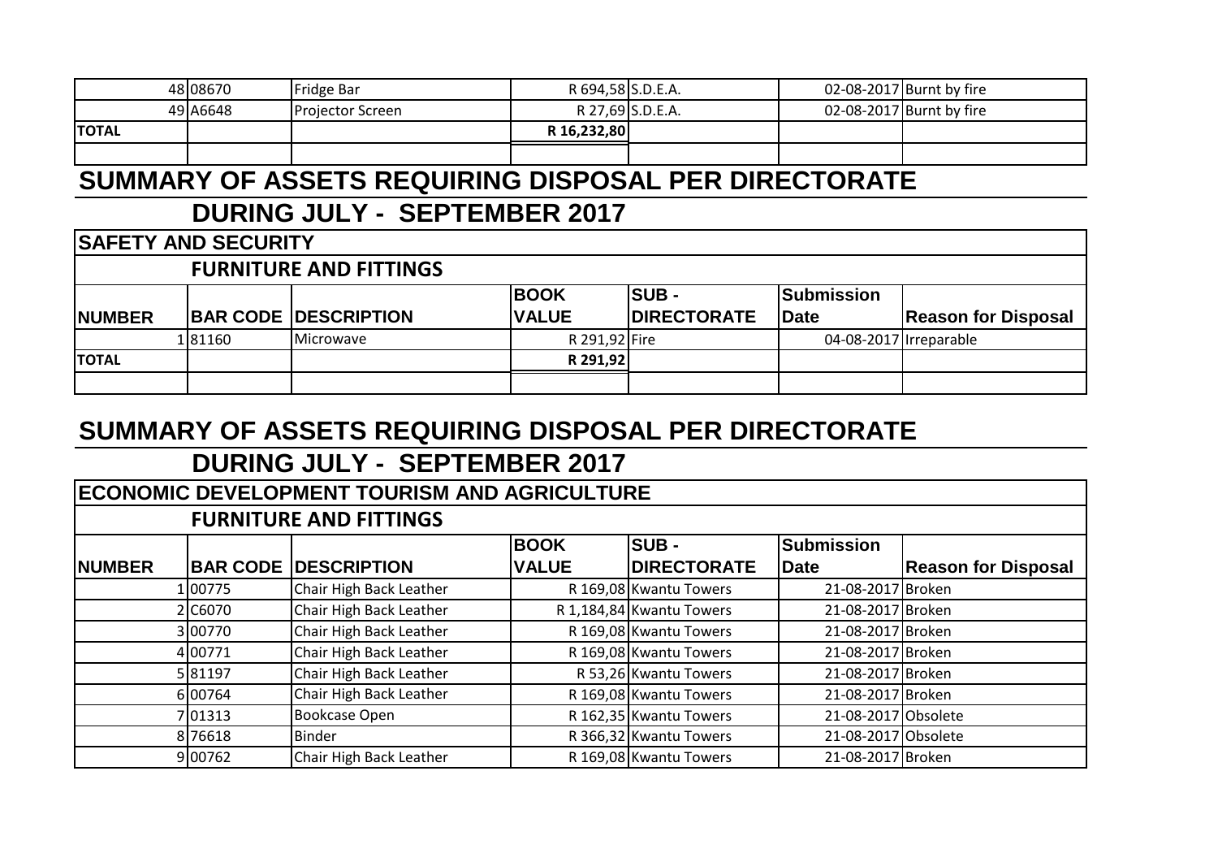| | | | | | | |
|---|---|---|---|---|---|---|
| 48 | 08670 | Fridge Bar | R 694,58 | S.D.E.A. | 02-08-2017 | Burnt by fire |
| 49 | A6648 | Projector Screen | R 27,69 | S.D.E.A. | 02-08-2017 | Burnt by fire |
| **TOTAL** | | | **R 16,232,80** | | | |
| | | | | | | |

# SUMMARY OF ASSETS REQUIRING DISPOSAL PER DIRECTORATE

## DURING JULY - SEPTEMBER 2017

### SAFETY AND SECURITY

#### FURNITURE AND FITTINGS

| NUMBER | BAR CODE | DESCRIPTION | BOOK VALUE | SUB - DIRECTORATE | Submission Date | Reason for Disposal |
|---|---|---|---|---|---|---|
| 1 | 81160 | Microwave | R 291,92 | Fire | 04-08-2017 | Irreparable |
| **TOTAL** | | | **R 291,92** | | | |
| | | | | | | |

# SUMMARY OF ASSETS REQUIRING DISPOSAL PER DIRECTORATE

## DURING JULY - SEPTEMBER 2017

### ECONOMIC DEVELOPMENT TOURISM AND AGRICULTURE

#### FURNITURE AND FITTINGS

| NUMBER | BAR CODE | DESCRIPTION | BOOK VALUE | SUB - DIRECTORATE | Submission Date | Reason for Disposal |
|---|---|---|---|---|---|---|
| 1 | 00775 | Chair High Back Leather | R 169,08 | Kwantu Towers | 21-08-2017 | Broken |
| 2 | C6070 | Chair High Back Leather | R 1,184,84 | Kwantu Towers | 21-08-2017 | Broken |
| 3 | 00770 | Chair High Back Leather | R 169,08 | Kwantu Towers | 21-08-2017 | Broken |
| 4 | 00771 | Chair High Back Leather | R 169,08 | Kwantu Towers | 21-08-2017 | Broken |
| 5 | 81197 | Chair High Back Leather | R 53,26 | Kwantu Towers | 21-08-2017 | Broken |
| 6 | 00764 | Chair High Back Leather | R 169,08 | Kwantu Towers | 21-08-2017 | Broken |
| 7 | 01313 | Bookcase Open | R 162,35 | Kwantu Towers | 21-08-2017 | Obsolete |
| 8 | 76618 | Binder | R 366,32 | Kwantu Towers | 21-08-2017 | Obsolete |
| 9 | 00762 | Chair High Back Leather | R 169,08 | Kwantu Towers | 21-08-2017 | Broken |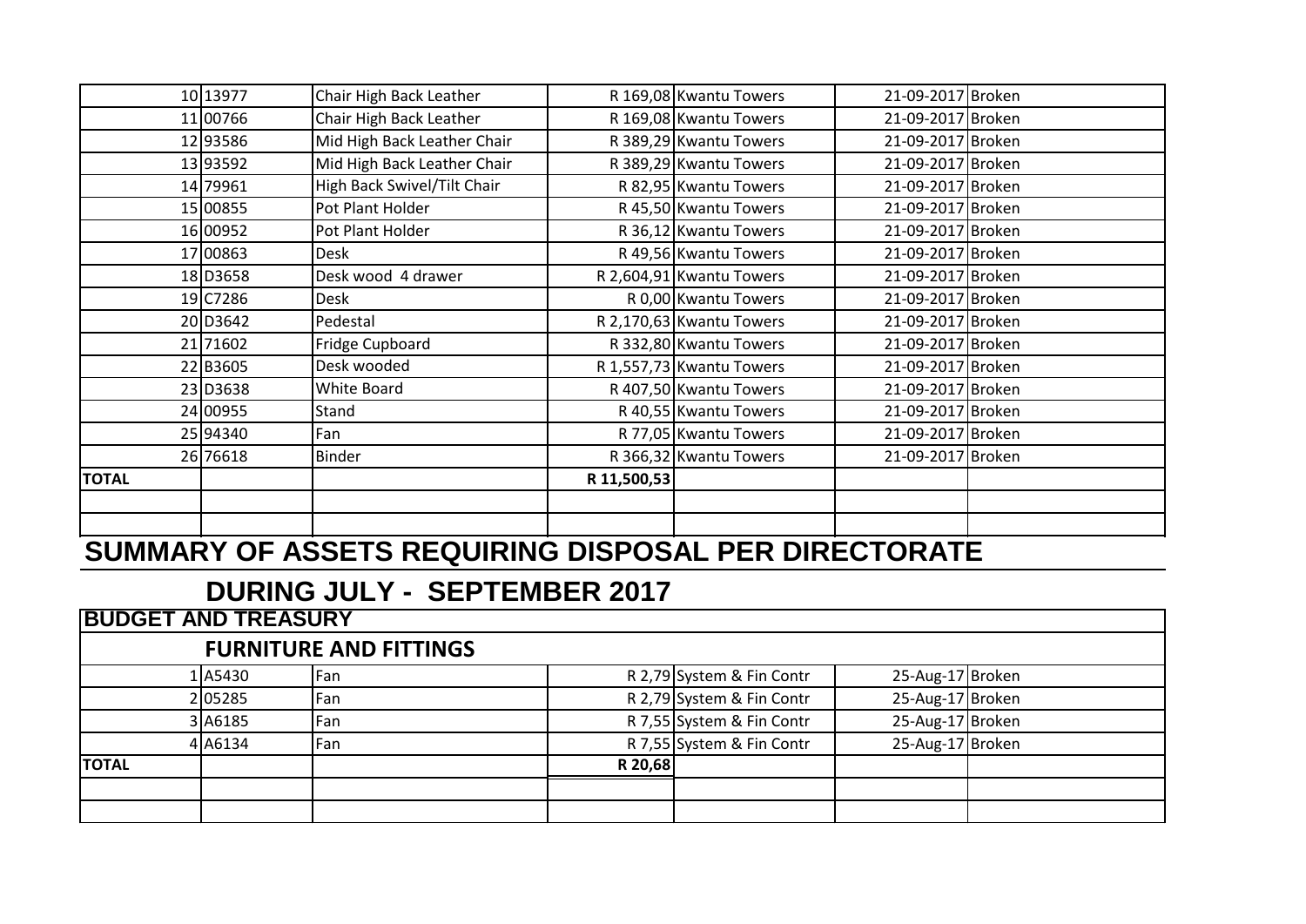| | | | | | | |
|---|---|---|---|---|---|---|
| 10 | 13977 | Chair High Back Leather | R 169,08 | Kwantu Towers | 21-09-2017 | Broken |
| 11 | 00766 | Chair High Back Leather | R 169,08 | Kwantu Towers | 21-09-2017 | Broken |
| 12 | 93586 | Mid High Back Leather Chair | R 389,29 | Kwantu Towers | 21-09-2017 | Broken |
| 13 | 93592 | Mid High Back Leather Chair | R 389,29 | Kwantu Towers | 21-09-2017 | Broken |
| 14 | 79961 | High Back Swivel/Tilt Chair | R 82,95 | Kwantu Towers | 21-09-2017 | Broken |
| 15 | 00855 | Pot Plant Holder | R 45,50 | Kwantu Towers | 21-09-2017 | Broken |
| 16 | 00952 | Pot Plant Holder | R 36,12 | Kwantu Towers | 21-09-2017 | Broken |
| 17 | 00863 | Desk | R 49,56 | Kwantu Towers | 21-09-2017 | Broken |
| 18 | D3658 | Desk wood 4 drawer | R 2,604,91 | Kwantu Towers | 21-09-2017 | Broken |
| 19 | C7286 | Desk | R 0,00 | Kwantu Towers | 21-09-2017 | Broken |
| 20 | D3642 | Pedestal | R 2,170,63 | Kwantu Towers | 21-09-2017 | Broken |
| 21 | 71602 | Fridge Cupboard | R 332,80 | Kwantu Towers | 21-09-2017 | Broken |
| 22 | B3605 | Desk wooded | R 1,557,73 | Kwantu Towers | 21-09-2017 | Broken |
| 23 | D3638 | White Board | R 407,50 | Kwantu Towers | 21-09-2017 | Broken |
| 24 | 00955 | Stand | R 40,55 | Kwantu Towers | 21-09-2017 | Broken |
| 25 | 94340 | Fan | R 77,05 | Kwantu Towers | 21-09-2017 | Broken |
| 26 | 76618 | Binder | R 366,32 | Kwantu Towers | 21-09-2017 | Broken |
| **TOTAL** | | | **R 11,500,53** | | | |
| | | | | | | |
| | | | | | | |

# SUMMARY OF ASSETS REQUIRING DISPOSAL PER DIRECTORATE

## DURING JULY - SEPTEMBER 2017

| **BUDGET AND TREASURY** | | | | | | |
|---|---|---|---|---|---|---|
| | **FURNITURE AND FITTINGS** | | | | | |
| 1 | A5430 | Fan | R 2,79 | System & Fin Contr | 25-Aug-17 | Broken |
| 2 | 05285 | Fan | R 2,79 | System & Fin Contr | 25-Aug-17 | Broken |
| 3 | A6185 | Fan | R 7,55 | System & Fin Contr | 25-Aug-17 | Broken |
| 4 | A6134 | Fan | R 7,55 | System & Fin Contr | 25-Aug-17 | Broken |
| **TOTAL** | | | **R 20,68** | | | |
| | | | | | | |
| | | | | | | |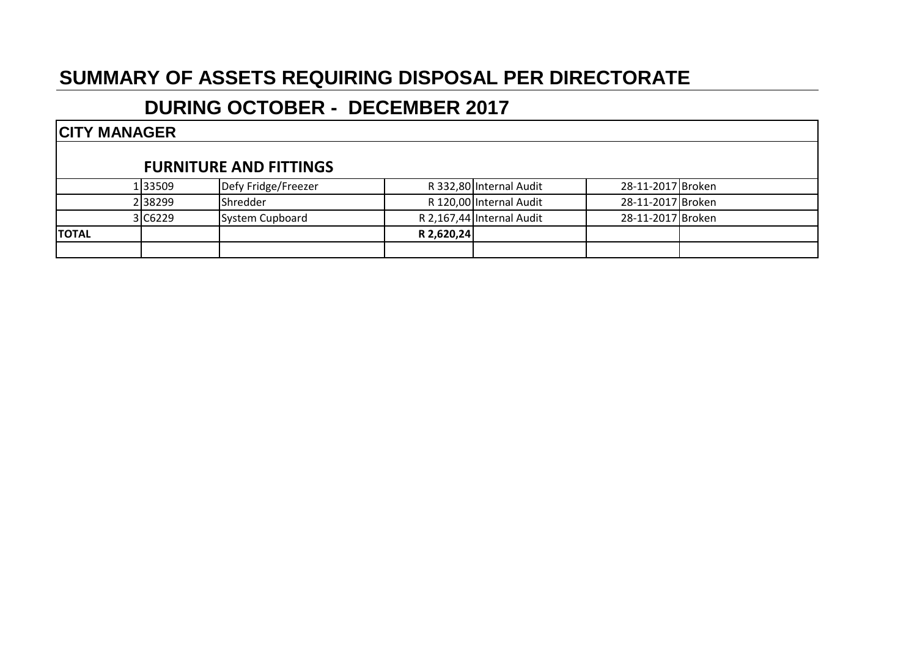# SUMMARY OF ASSETS REQUIRING DISPOSAL PER DIRECTORATE

## DURING OCTOBER - DECEMBER 2017

### CITY MANAGER

### FURNITURE AND FITTINGS

| | | | | | | |
|---|---|---|---|---|---|---|
| 1 | 33509 | Defy Fridge/Freezer | R 332,80 | Internal Audit | 28-11-2017 | Broken |
| 2 | 38299 | Shredder | R 120,00 | Internal Audit | 28-11-2017 | Broken |
| 3 | C6229 | System Cupboard | R 2,167,44 | Internal Audit | 28-11-2017 | Broken |
| **TOTAL** | | | **R 2,620,24** | | | |
| | | | | | | |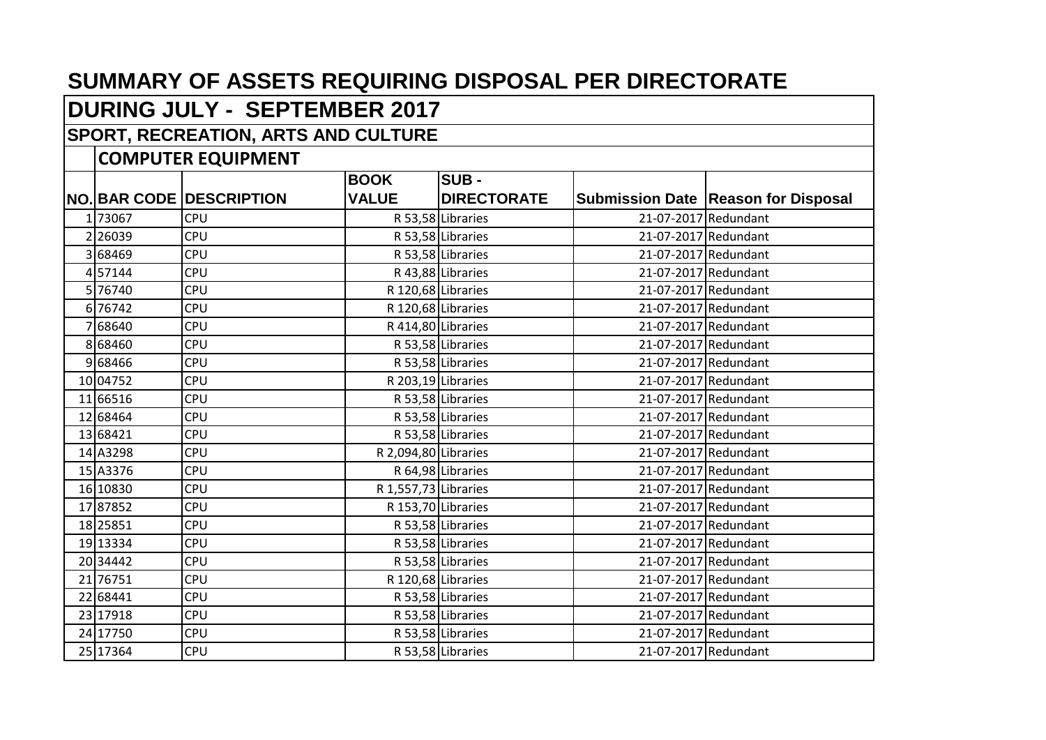# SUMMARY OF ASSETS REQUIRING DISPOSAL PER DIRECTORATE

## DURING JULY - SEPTEMBER 2017

## SPORT, RECREATION, ARTS AND CULTURE

### COMPUTER EQUIPMENT

| NO. | BAR CODE | DESCRIPTION | BOOK VALUE | SUB - DIRECTORATE | Submission Date | Reason for Disposal |
|---|---|---|---|---|---|---|
| 1 | 73067 | CPU | R 53,58 | Libraries | 21-07-2017 | Redundant |
| 2 | 26039 | CPU | R 53,58 | Libraries | 21-07-2017 | Redundant |
| 3 | 68469 | CPU | R 53,58 | Libraries | 21-07-2017 | Redundant |
| 4 | 57144 | CPU | R 43,88 | Libraries | 21-07-2017 | Redundant |
| 5 | 76740 | CPU | R 120,68 | Libraries | 21-07-2017 | Redundant |
| 6 | 76742 | CPU | R 120,68 | Libraries | 21-07-2017 | Redundant |
| 7 | 68640 | CPU | R 414,80 | Libraries | 21-07-2017 | Redundant |
| 8 | 68460 | CPU | R 53,58 | Libraries | 21-07-2017 | Redundant |
| 9 | 68466 | CPU | R 53,58 | Libraries | 21-07-2017 | Redundant |
| 10 | 04752 | CPU | R 203,19 | Libraries | 21-07-2017 | Redundant |
| 11 | 66516 | CPU | R 53,58 | Libraries | 21-07-2017 | Redundant |
| 12 | 68464 | CPU | R 53,58 | Libraries | 21-07-2017 | Redundant |
| 13 | 68421 | CPU | R 53,58 | Libraries | 21-07-2017 | Redundant |
| 14 | A3298 | CPU | R 2,094,80 | Libraries | 21-07-2017 | Redundant |
| 15 | A3376 | CPU | R 64,98 | Libraries | 21-07-2017 | Redundant |
| 16 | 10830 | CPU | R 1,557,73 | Libraries | 21-07-2017 | Redundant |
| 17 | 87852 | CPU | R 153,70 | Libraries | 21-07-2017 | Redundant |
| 18 | 25851 | CPU | R 53,58 | Libraries | 21-07-2017 | Redundant |
| 19 | 13334 | CPU | R 53,58 | Libraries | 21-07-2017 | Redundant |
| 20 | 34442 | CPU | R 53,58 | Libraries | 21-07-2017 | Redundant |
| 21 | 76751 | CPU | R 120,68 | Libraries | 21-07-2017 | Redundant |
| 22 | 68441 | CPU | R 53,58 | Libraries | 21-07-2017 | Redundant |
| 23 | 17918 | CPU | R 53,58 | Libraries | 21-07-2017 | Redundant |
| 24 | 17750 | CPU | R 53,58 | Libraries | 21-07-2017 | Redundant |
| 25 | 17364 | CPU | R 53,58 | Libraries | 21-07-2017 | Redundant |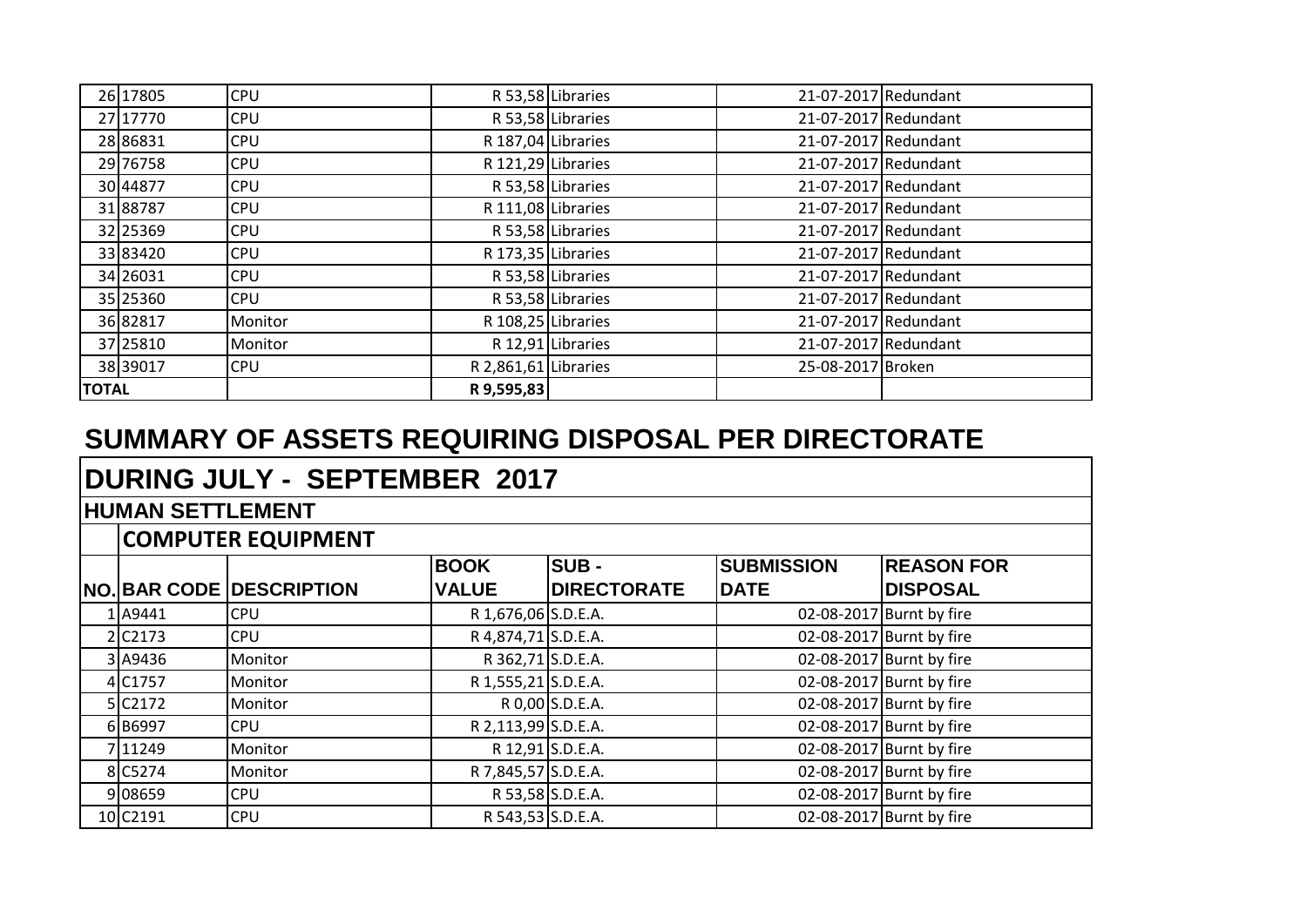| NO. | BAR CODE | DESCRIPTION | BOOK VALUE | SUB - DIRECTORATE | SUBMISSION DATE | REASON FOR DISPOSAL |
|---|---|---|---|---|---|---|
| 26 | 17805 | CPU | R 53,58 | Libraries | 21-07-2017 | Redundant |
| 27 | 17770 | CPU | R 53,58 | Libraries | 21-07-2017 | Redundant |
| 28 | 86831 | CPU | R 187,04 | Libraries | 21-07-2017 | Redundant |
| 29 | 76758 | CPU | R 121,29 | Libraries | 21-07-2017 | Redundant |
| 30 | 44877 | CPU | R 53,58 | Libraries | 21-07-2017 | Redundant |
| 31 | 88787 | CPU | R 111,08 | Libraries | 21-07-2017 | Redundant |
| 32 | 25369 | CPU | R 53,58 | Libraries | 21-07-2017 | Redundant |
| 33 | 83420 | CPU | R 173,35 | Libraries | 21-07-2017 | Redundant |
| 34 | 26031 | CPU | R 53,58 | Libraries | 21-07-2017 | Redundant |
| 35 | 25360 | CPU | R 53,58 | Libraries | 21-07-2017 | Redundant |
| 36 | 82817 | Monitor | R 108,25 | Libraries | 21-07-2017 | Redundant |
| 37 | 25810 | Monitor | R 12,91 | Libraries | 21-07-2017 | Redundant |
| 38 | 39017 | CPU | R 2,861,61 | Libraries | 25-08-2017 | Broken |
| **TOTAL** | | | **R 9,595,83** | | | |

# SUMMARY OF ASSETS REQUIRING DISPOSAL PER DIRECTORATE

## DURING JULY - SEPTEMBER 2017

### HUMAN SETTLEMENT

### COMPUTER EQUIPMENT

| NO. | BAR CODE | DESCRIPTION | BOOK VALUE | SUB - DIRECTORATE | SUBMISSION DATE | REASON FOR DISPOSAL |
|---|---|---|---|---|---|---|
| 1 | A9441 | CPU | R 1,676,06 | S.D.E.A. | 02-08-2017 | Burnt by fire |
| 2 | C2173 | CPU | R 4,874,71 | S.D.E.A. | 02-08-2017 | Burnt by fire |
| 3 | A9436 | Monitor | R 362,71 | S.D.E.A. | 02-08-2017 | Burnt by fire |
| 4 | C1757 | Monitor | R 1,555,21 | S.D.E.A. | 02-08-2017 | Burnt by fire |
| 5 | C2172 | Monitor | R 0,00 | S.D.E.A. | 02-08-2017 | Burnt by fire |
| 6 | B6997 | CPU | R 2,113,99 | S.D.E.A. | 02-08-2017 | Burnt by fire |
| 7 | 11249 | Monitor | R 12,91 | S.D.E.A. | 02-08-2017 | Burnt by fire |
| 8 | C5274 | Monitor | R 7,845,57 | S.D.E.A. | 02-08-2017 | Burnt by fire |
| 9 | 08659 | CPU | R 53,58 | S.D.E.A. | 02-08-2017 | Burnt by fire |
| 10 | C2191 | CPU | R 543,53 | S.D.E.A. | 02-08-2017 | Burnt by fire |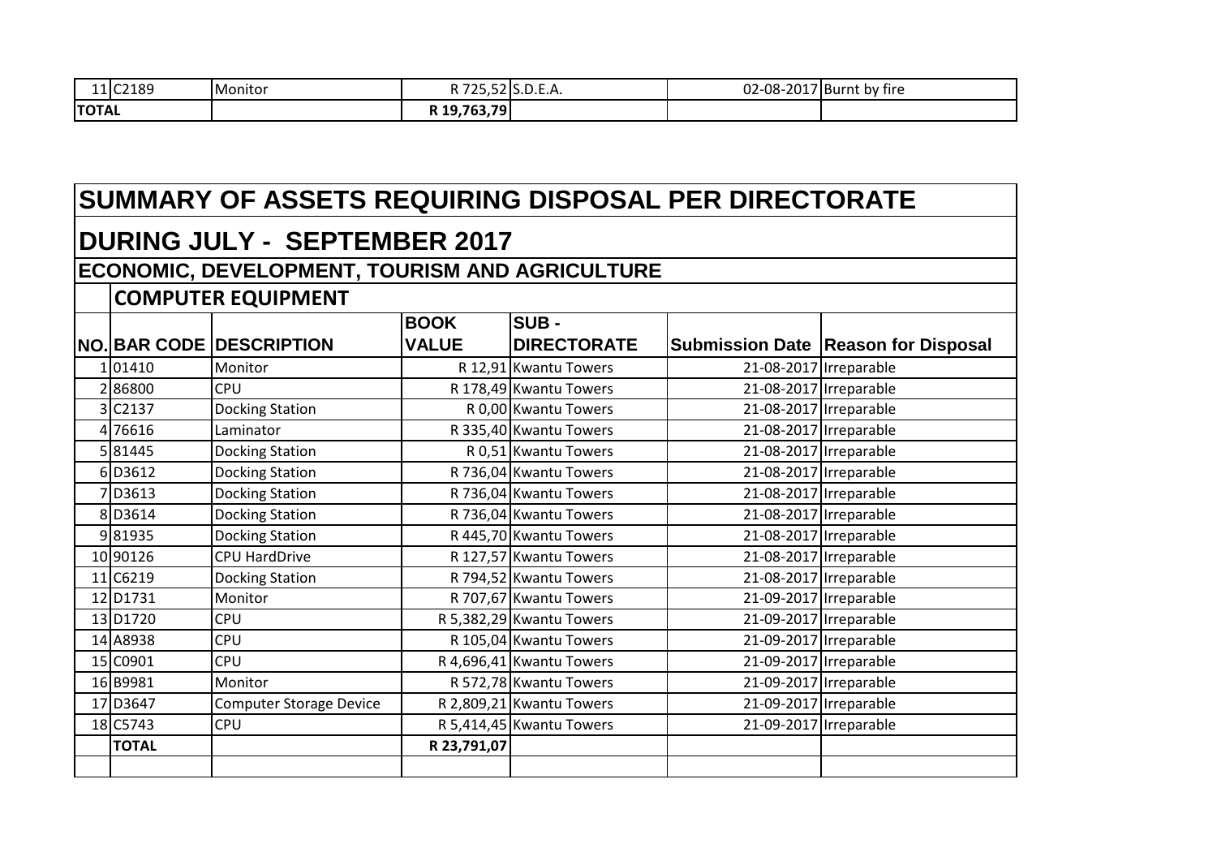| 11 | C2189 | Monitor | R 725,52 | S.D.E.A. | 02-08-2017 | Burnt by fire |
|---|---|---|---|---|---|---|
| **TOTAL** | | | **R 19,763,79** | | | |

# SUMMARY OF ASSETS REQUIRING DISPOSAL PER DIRECTORATE

## DURING JULY - SEPTEMBER 2017

### ECONOMIC, DEVELOPMENT, TOURISM AND AGRICULTURE

### COMPUTER EQUIPMENT

| NO. | BAR CODE | DESCRIPTION | BOOK VALUE | SUB - DIRECTORATE | Submission Date | Reason for Disposal |
|---|---|---|---|---|---|---|
| 1 | 01410 | Monitor | R 12,91 | Kwantu Towers | 21-08-2017 | Irreparable |
| 2 | 86800 | CPU | R 178,49 | Kwantu Towers | 21-08-2017 | Irreparable |
| 3 | C2137 | Docking Station | R 0,00 | Kwantu Towers | 21-08-2017 | Irreparable |
| 4 | 76616 | Laminator | R 335,40 | Kwantu Towers | 21-08-2017 | Irreparable |
| 5 | 81445 | Docking Station | R 0,51 | Kwantu Towers | 21-08-2017 | Irreparable |
| 6 | D3612 | Docking Station | R 736,04 | Kwantu Towers | 21-08-2017 | Irreparable |
| 7 | D3613 | Docking Station | R 736,04 | Kwantu Towers | 21-08-2017 | Irreparable |
| 8 | D3614 | Docking Station | R 736,04 | Kwantu Towers | 21-08-2017 | Irreparable |
| 9 | 81935 | Docking Station | R 445,70 | Kwantu Towers | 21-08-2017 | Irreparable |
| 10 | 90126 | CPU HardDrive | R 127,57 | Kwantu Towers | 21-08-2017 | Irreparable |
| 11 | C6219 | Docking Station | R 794,52 | Kwantu Towers | 21-08-2017 | Irreparable |
| 12 | D1731 | Monitor | R 707,67 | Kwantu Towers | 21-09-2017 | Irreparable |
| 13 | D1720 | CPU | R 5,382,29 | Kwantu Towers | 21-09-2017 | Irreparable |
| 14 | A8938 | CPU | R 105,04 | Kwantu Towers | 21-09-2017 | Irreparable |
| 15 | C0901 | CPU | R 4,696,41 | Kwantu Towers | 21-09-2017 | Irreparable |
| 16 | B9981 | Monitor | R 572,78 | Kwantu Towers | 21-09-2017 | Irreparable |
| 17 | D3647 | Computer Storage Device | R 2,809,21 | Kwantu Towers | 21-09-2017 | Irreparable |
| 18 | C5743 | CPU | R 5,414,45 | Kwantu Towers | 21-09-2017 | Irreparable |
| | **TOTAL** | | **R 23,791,07** | | | |
| | | | | | | |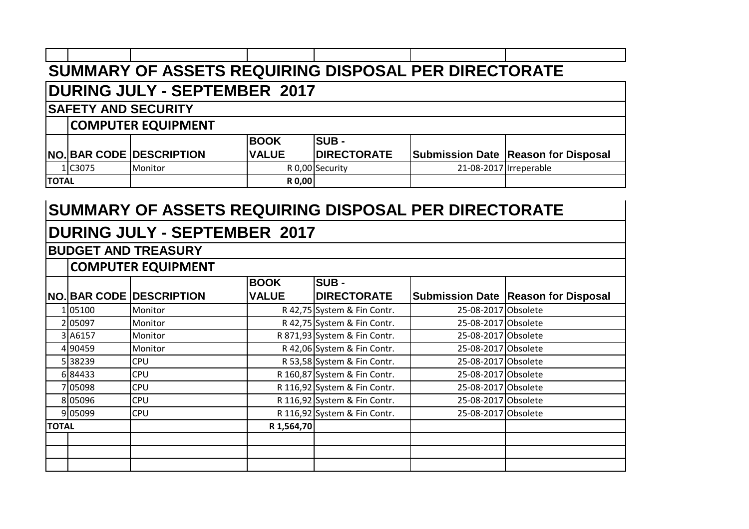## SUMMARY OF ASSETS REQUIRING DISPOSAL PER DIRECTORATE

## DURING JULY - SEPTEMBER 2017

### SAFETY AND SECURITY

#### COMPUTER EQUIPMENT

| NO. | BAR CODE | DESCRIPTION | BOOK VALUE | SUB - DIRECTORATE | Submission Date | Reason for Disposal |
|---|---|---|---|---|---|---|
| 1 | C3075 | Monitor | R 0,00 | Security | 21-08-2017 | Irreperable |
| TOTAL | | | R 0,00 | | | |

## SUMMARY OF ASSETS REQUIRING DISPOSAL PER DIRECTORATE

## DURING JULY - SEPTEMBER 2017

### BUDGET AND TREASURY

#### COMPUTER EQUIPMENT

| NO. | BAR CODE | DESCRIPTION | BOOK VALUE | SUB - DIRECTORATE | Submission Date | Reason for Disposal |
|---|---|---|---|---|---|---|
| 1 | 05100 | Monitor | R 42,75 | System & Fin Contr. | 25-08-2017 | Obsolete |
| 2 | 05097 | Monitor | R 42,75 | System & Fin Contr. | 25-08-2017 | Obsolete |
| 3 | A6157 | Monitor | R 871,93 | System & Fin Contr. | 25-08-2017 | Obsolete |
| 4 | 90459 | Monitor | R 42,06 | System & Fin Contr. | 25-08-2017 | Obsolete |
| 5 | 38239 | CPU | R 53,58 | System & Fin Contr. | 25-08-2017 | Obsolete |
| 6 | 84433 | CPU | R 160,87 | System & Fin Contr. | 25-08-2017 | Obsolete |
| 7 | 05098 | CPU | R 116,92 | System & Fin Contr. | 25-08-2017 | Obsolete |
| 8 | 05096 | CPU | R 116,92 | System & Fin Contr. | 25-08-2017 | Obsolete |
| 9 | 05099 | CPU | R 116,92 | System & Fin Contr. | 25-08-2017 | Obsolete |
| TOTAL | | | R 1,564,70 | | | |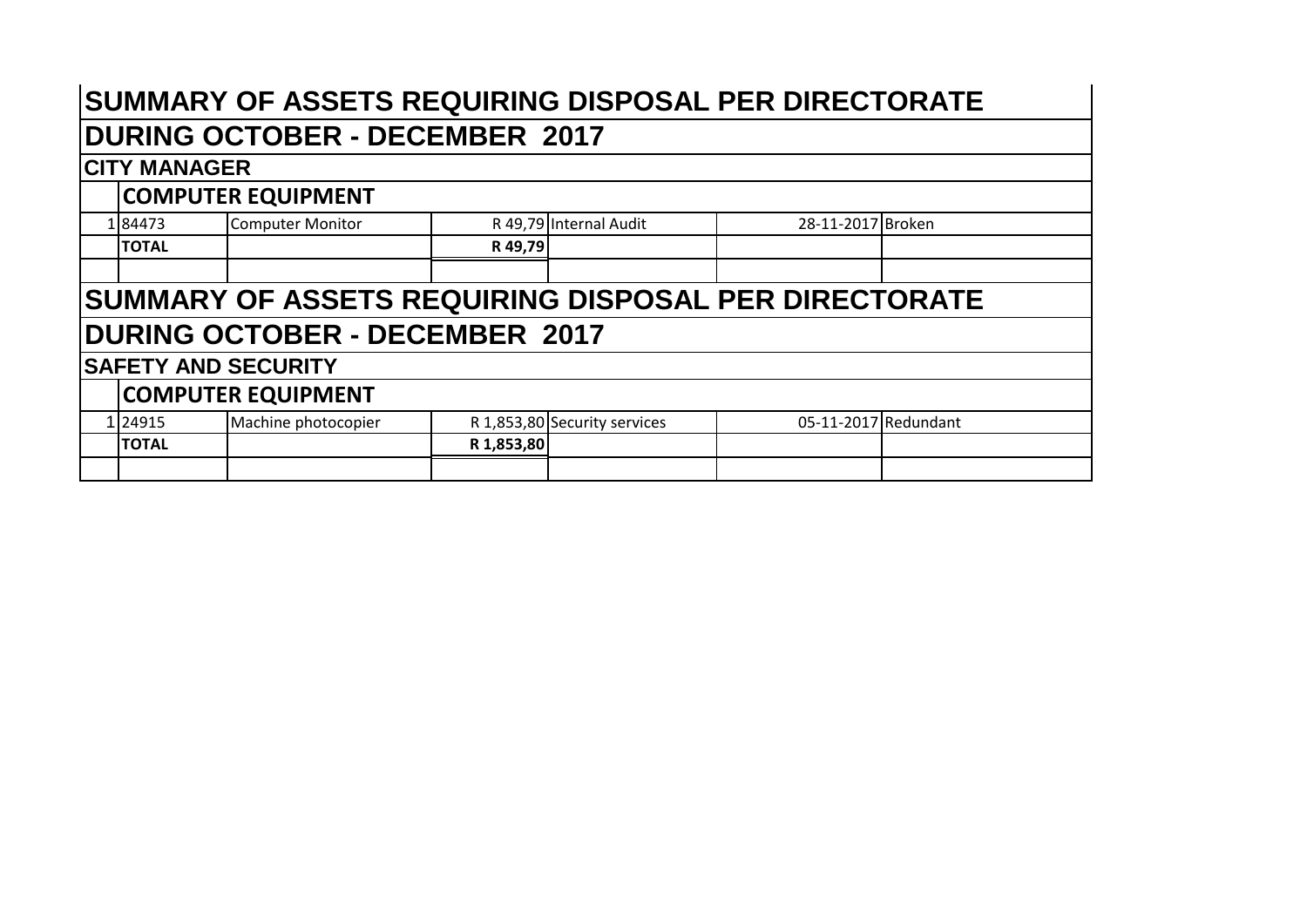# SUMMARY OF ASSETS REQUIRING DISPOSAL PER DIRECTORATE

# DURING OCTOBER - DECEMBER 2017

## CITY MANAGER

### COMPUTER EQUIPMENT

| | | | | | | |
|---|---|---|---|---|---|---|
| 1 | 84473 | Computer Monitor | R 49,79 | Internal Audit | 28-11-2017 | Broken |
| | **TOTAL** | | **R 49,79** | | | |
| | | | | | | |

# SUMMARY OF ASSETS REQUIRING DISPOSAL PER DIRECTORATE

# DURING OCTOBER - DECEMBER 2017

## SAFETY AND SECURITY

### COMPUTER EQUIPMENT

| | | | | | | |
|---|---|---|---|---|---|---|
| 1 | 24915 | Machine photocopier | R 1,853,80 | Security services | 05-11-2017 | Redundant |
| | **TOTAL** | | **R 1,853,80** | | | |
| | | | | | | |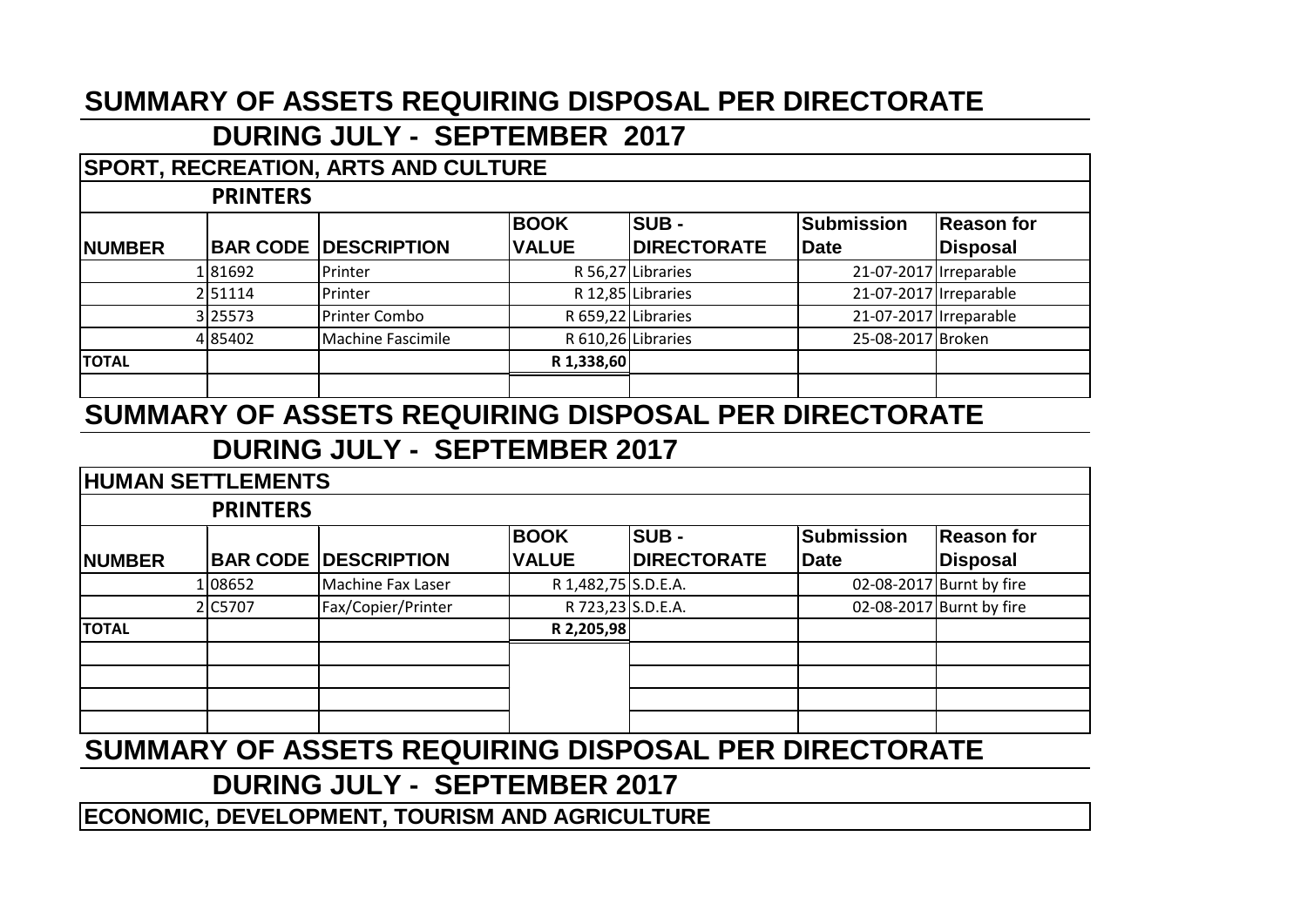# SUMMARY OF ASSETS REQUIRING DISPOSAL PER DIRECTORATE

## DURING JULY - SEPTEMBER 2017

### SPORT, RECREATION, ARTS AND CULTURE

#### PRINTERS

| NUMBER | BAR CODE | DESCRIPTION | BOOK VALUE | SUB - DIRECTORATE | Submission Date | Reason for Disposal |
|---|---|---|---|---|---|---|
| 1 | 81692 | Printer | R 56,27 | Libraries | 21-07-2017 | Irreparable |
| 2 | 51114 | Printer | R 12,85 | Libraries | 21-07-2017 | Irreparable |
| 3 | 25573 | Printer Combo | R 659,22 | Libraries | 21-07-2017 | Irreparable |
| 4 | 85402 | Machine Fascimile | R 610,26 | Libraries | 25-08-2017 | Broken |
| **TOTAL** | | | **R 1,338,60** | | | |

# SUMMARY OF ASSETS REQUIRING DISPOSAL PER DIRECTORATE

## DURING JULY - SEPTEMBER 2017

### HUMAN SETTLEMENTS

#### PRINTERS

| NUMBER | BAR CODE | DESCRIPTION | BOOK VALUE | SUB - DIRECTORATE | Submission Date | Reason for Disposal |
|---|---|---|---|---|---|---|
| 1 | 08652 | Machine Fax Laser | R 1,482,75 | S.D.E.A. | 02-08-2017 | Burnt by fire |
| 2 | C5707 | Fax/Copier/Printer | R 723,23 | S.D.E.A. | 02-08-2017 | Burnt by fire |
| **TOTAL** | | | **R 2,205,98** | | | |

# SUMMARY OF ASSETS REQUIRING DISPOSAL PER DIRECTORATE

## DURING JULY - SEPTEMBER 2017

### ECONOMIC, DEVELOPMENT, TOURISM AND AGRICULTURE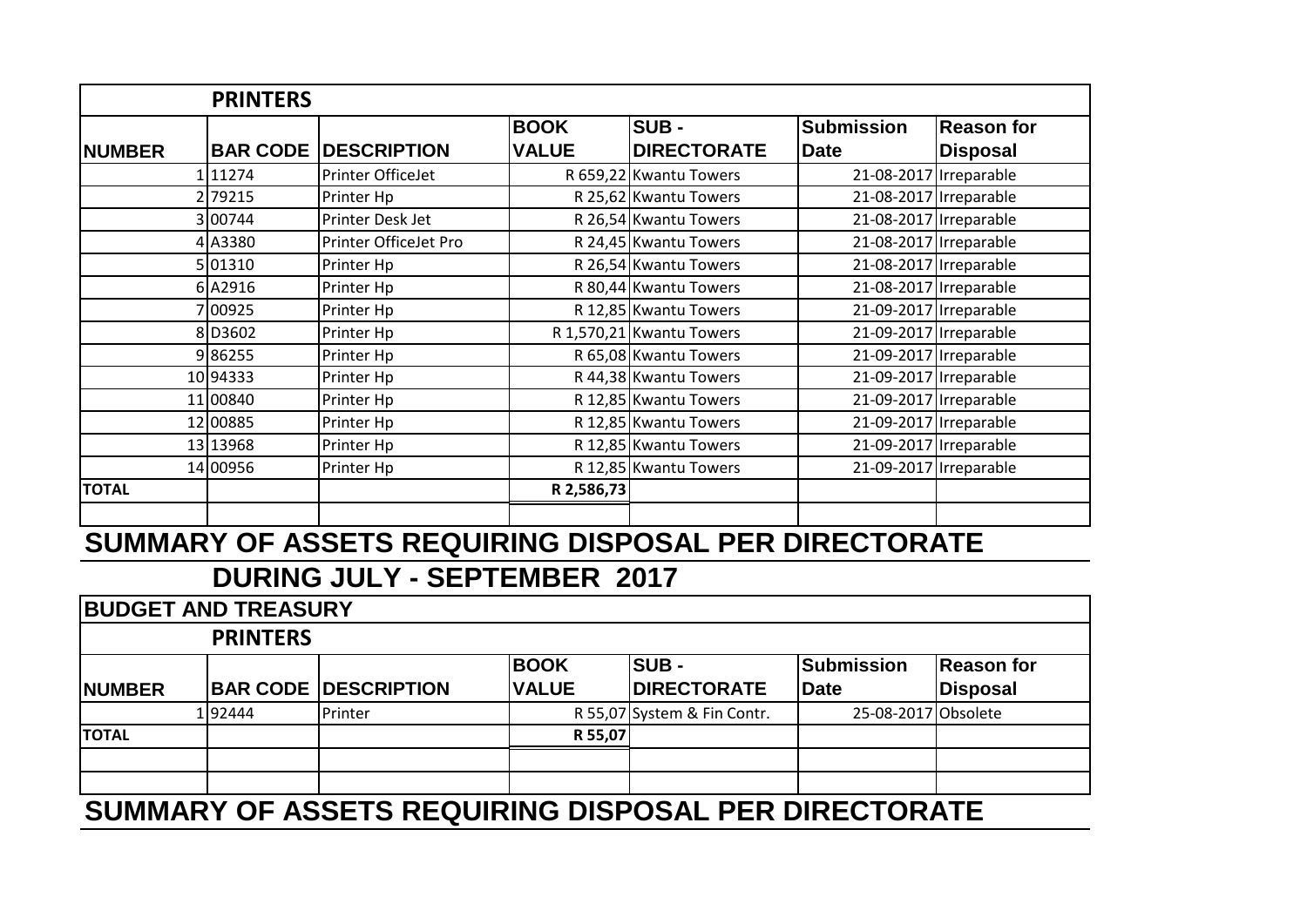| | **PRINTERS** | | | | | |
|---|---|---|---|---|---|---|
| **NUMBER** | **BAR CODE** | **DESCRIPTION** | **BOOK VALUE** | **SUB - DIRECTORATE** | **Submission Date** | **Reason for Disposal** |
| 1 | 11274 | Printer OfficeJet | R 659,22 | Kwantu Towers | 21-08-2017 | Irreparable |
| 2 | 79215 | Printer Hp | R 25,62 | Kwantu Towers | 21-08-2017 | Irreparable |
| 3 | 00744 | Printer Desk Jet | R 26,54 | Kwantu Towers | 21-08-2017 | Irreparable |
| 4 | A3380 | Printer OfficeJet Pro | R 24,45 | Kwantu Towers | 21-08-2017 | Irreparable |
| 5 | 01310 | Printer Hp | R 26,54 | Kwantu Towers | 21-08-2017 | Irreparable |
| 6 | A2916 | Printer Hp | R 80,44 | Kwantu Towers | 21-08-2017 | Irreparable |
| 7 | 00925 | Printer Hp | R 12,85 | Kwantu Towers | 21-09-2017 | Irreparable |
| 8 | D3602 | Printer Hp | R 1,570,21 | Kwantu Towers | 21-09-2017 | Irreparable |
| 9 | 86255 | Printer Hp | R 65,08 | Kwantu Towers | 21-09-2017 | Irreparable |
| 10 | 94333 | Printer Hp | R 44,38 | Kwantu Towers | 21-09-2017 | Irreparable |
| 11 | 00840 | Printer Hp | R 12,85 | Kwantu Towers | 21-09-2017 | Irreparable |
| 12 | 00885 | Printer Hp | R 12,85 | Kwantu Towers | 21-09-2017 | Irreparable |
| 13 | 13968 | Printer Hp | R 12,85 | Kwantu Towers | 21-09-2017 | Irreparable |
| 14 | 00956 | Printer Hp | R 12,85 | Kwantu Towers | 21-09-2017 | Irreparable |
| **TOTAL** | | | **R 2,586,73** | | | |

# SUMMARY OF ASSETS REQUIRING DISPOSAL PER DIRECTORATE

## DURING JULY - SEPTEMBER 2017

### BUDGET AND TREASURY

| | **PRINTERS** | | | | | |
|---|---|---|---|---|---|---|
| **NUMBER** | **BAR CODE** | **DESCRIPTION** | **BOOK VALUE** | **SUB - DIRECTORATE** | **Submission Date** | **Reason for Disposal** |
| 1 | 92444 | Printer | R 55,07 | System & Fin Contr. | 25-08-2017 | Obsolete |
| **TOTAL** | | | **R 55,07** | | | |

# SUMMARY OF ASSETS REQUIRING DISPOSAL PER DIRECTORATE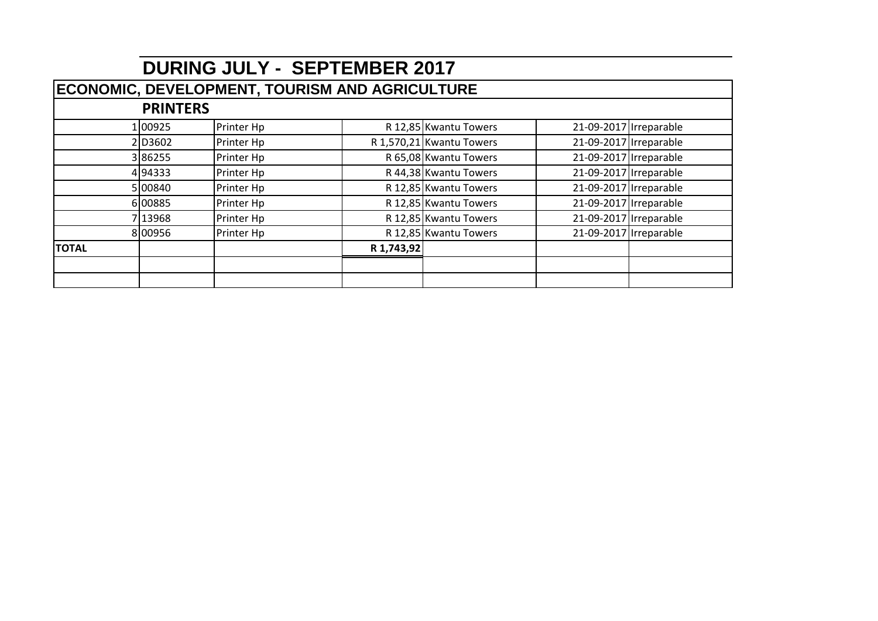## DURING JULY - SEPTEMBER 2017

### ECONOMIC, DEVELOPMENT, TOURISM AND AGRICULTURE

| | | | | | | |
|---|---|---|---|---|---|---|
| | **PRINTERS** | | | | | |
| 1 | 00925 | Printer Hp | R 12,85 | Kwantu Towers | 21-09-2017 | Irreparable |
| 2 | D3602 | Printer Hp | R 1,570,21 | Kwantu Towers | 21-09-2017 | Irreparable |
| 3 | 86255 | Printer Hp | R 65,08 | Kwantu Towers | 21-09-2017 | Irreparable |
| 4 | 94333 | Printer Hp | R 44,38 | Kwantu Towers | 21-09-2017 | Irreparable |
| 5 | 00840 | Printer Hp | R 12,85 | Kwantu Towers | 21-09-2017 | Irreparable |
| 6 | 00885 | Printer Hp | R 12,85 | Kwantu Towers | 21-09-2017 | Irreparable |
| 7 | 13968 | Printer Hp | R 12,85 | Kwantu Towers | 21-09-2017 | Irreparable |
| 8 | 00956 | Printer Hp | R 12,85 | Kwantu Towers | 21-09-2017 | Irreparable |
| **TOTAL** | | | **R 1,743,92** | | | |
| | | | | | | |
| | | | | | | |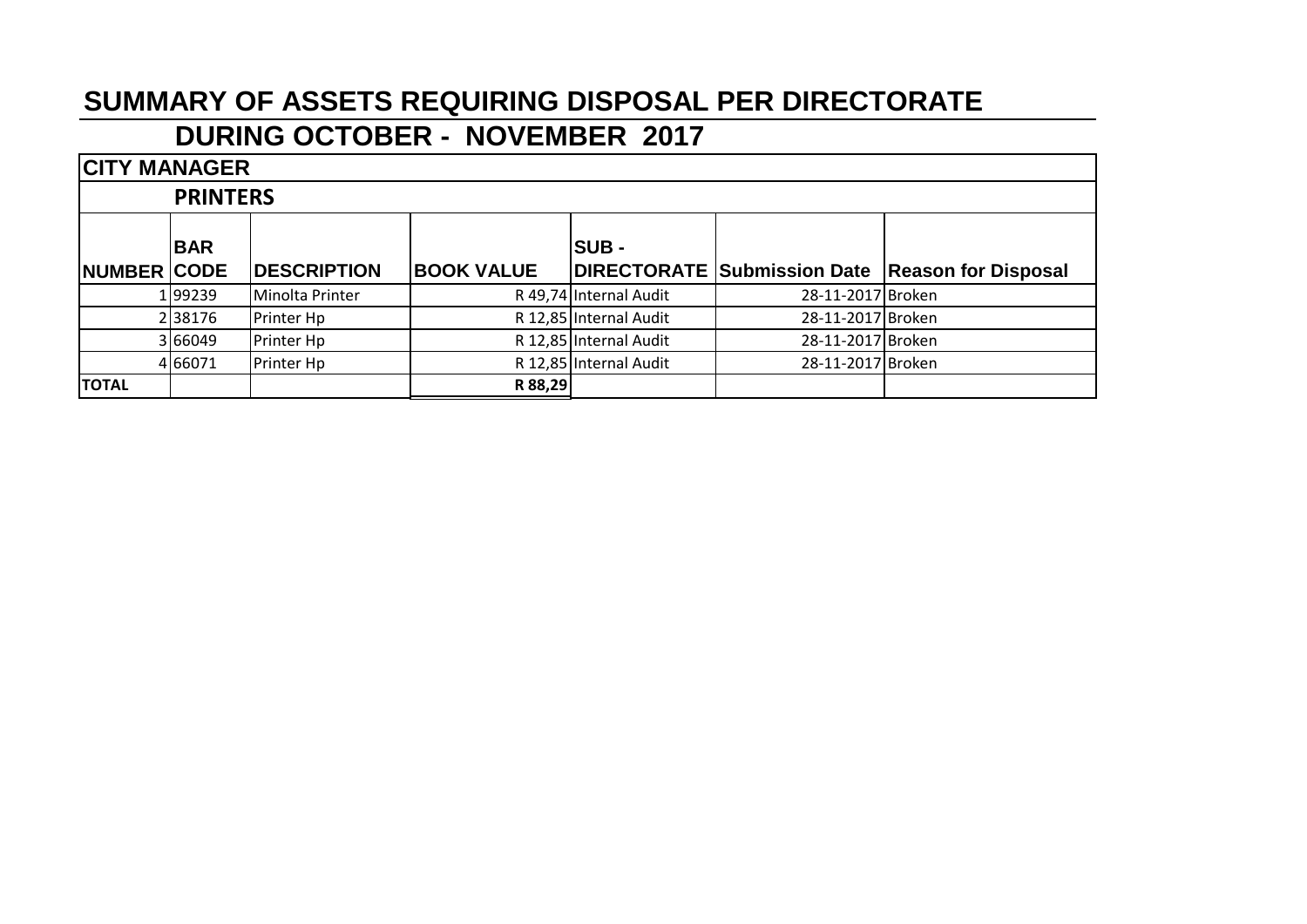# SUMMARY OF ASSETS REQUIRING DISPOSAL PER DIRECTORATE

## DURING OCTOBER - NOVEMBER 2017

### CITY MANAGER

#### PRINTERS

| NUMBER | BAR CODE | DESCRIPTION | BOOK VALUE | SUB - DIRECTORATE | Submission Date | Reason for Disposal |
|---|---|---|---|---|---|---|
| 1 | 99239 | Minolta Printer | R 49,74 | Internal Audit | 28-11-2017 | Broken |
| 2 | 38176 | Printer Hp | R 12,85 | Internal Audit | 28-11-2017 | Broken |
| 3 | 66049 | Printer Hp | R 12,85 | Internal Audit | 28-11-2017 | Broken |
| 4 | 66071 | Printer Hp | R 12,85 | Internal Audit | 28-11-2017 | Broken |
| **TOTAL** | | | **R 88,29** | | | |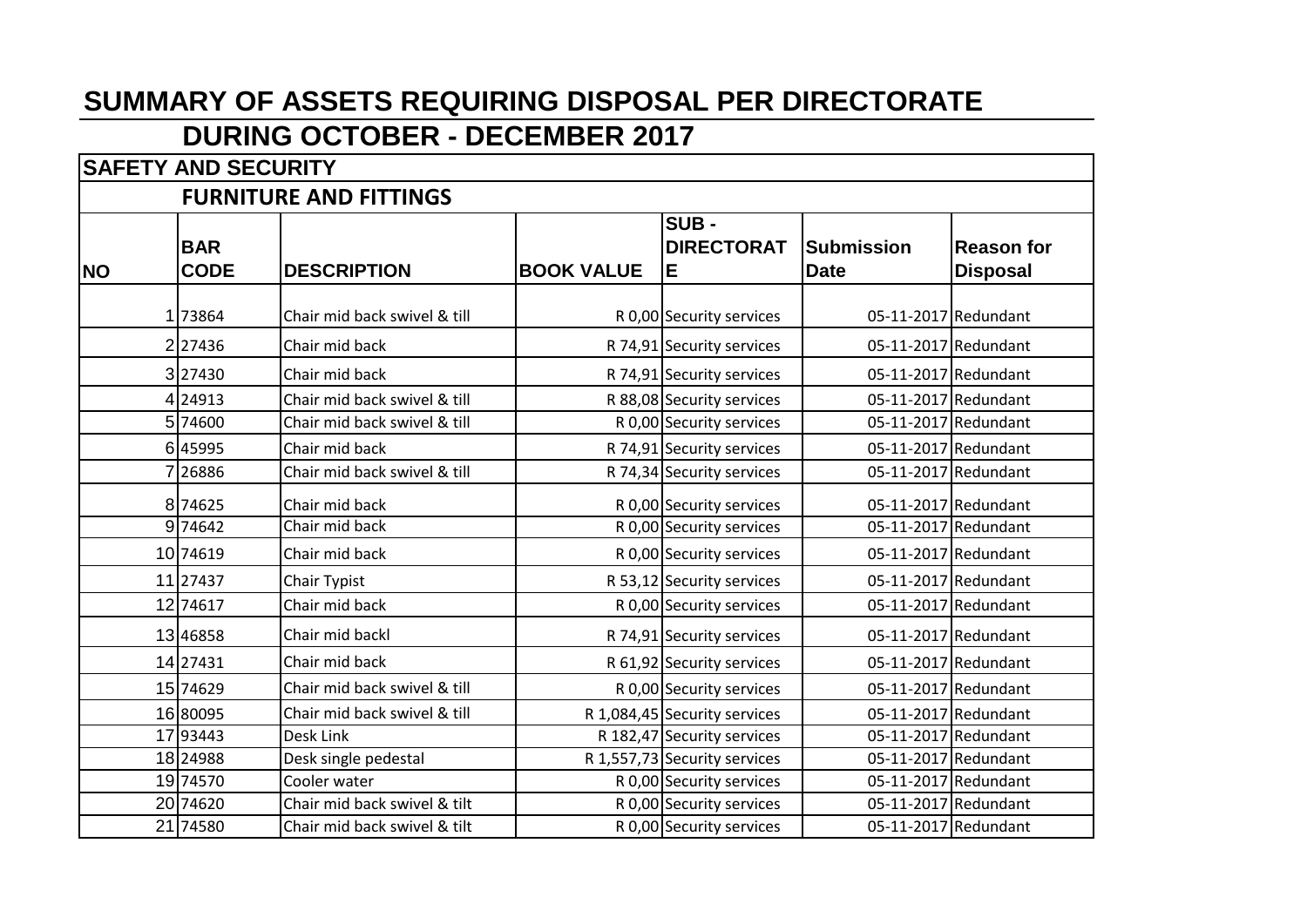# SUMMARY OF ASSETS REQUIRING DISPOSAL PER DIRECTORATE

## DURING OCTOBER - DECEMBER 2017

### SAFETY AND SECURITY

#### FURNITURE AND FITTINGS

| NO | BAR CODE | DESCRIPTION | BOOK VALUE | SUB - DIRECTORATE | Submission Date | Reason for Disposal |
|---|---|---|---|---|---|---|
| 1 | 73864 | Chair mid back swivel & till | R 0,00 | Security services | 05-11-2017 | Redundant |
| 2 | 27436 | Chair mid back | R 74,91 | Security services | 05-11-2017 | Redundant |
| 3 | 27430 | Chair mid back | R 74,91 | Security services | 05-11-2017 | Redundant |
| 4 | 24913 | Chair mid back swivel & till | R 88,08 | Security services | 05-11-2017 | Redundant |
| 5 | 74600 | Chair mid back swivel & till | R 0,00 | Security services | 05-11-2017 | Redundant |
| 6 | 45995 | Chair mid back | R 74,91 | Security services | 05-11-2017 | Redundant |
| 7 | 26886 | Chair mid back swivel & till | R 74,34 | Security services | 05-11-2017 | Redundant |
| 8 | 74625 | Chair mid back | R 0,00 | Security services | 05-11-2017 | Redundant |
| 9 | 74642 | Chair mid back | R 0,00 | Security services | 05-11-2017 | Redundant |
| 10 | 74619 | Chair mid back | R 0,00 | Security services | 05-11-2017 | Redundant |
| 11 | 27437 | Chair Typist | R 53,12 | Security services | 05-11-2017 | Redundant |
| 12 | 74617 | Chair mid back | R 0,00 | Security services | 05-11-2017 | Redundant |
| 13 | 46858 | Chair mid backl | R 74,91 | Security services | 05-11-2017 | Redundant |
| 14 | 27431 | Chair mid back | R 61,92 | Security services | 05-11-2017 | Redundant |
| 15 | 74629 | Chair mid back swivel & till | R 0,00 | Security services | 05-11-2017 | Redundant |
| 16 | 80095 | Chair mid back swivel & till | R 1,084,45 | Security services | 05-11-2017 | Redundant |
| 17 | 93443 | Desk Link | R 182,47 | Security services | 05-11-2017 | Redundant |
| 18 | 24988 | Desk single pedestal | R 1,557,73 | Security services | 05-11-2017 | Redundant |
| 19 | 74570 | Cooler water | R 0,00 | Security services | 05-11-2017 | Redundant |
| 20 | 74620 | Chair mid back swivel & tilt | R 0,00 | Security services | 05-11-2017 | Redundant |
| 21 | 74580 | Chair mid back swivel & tilt | R 0,00 | Security services | 05-11-2017 | Redundant |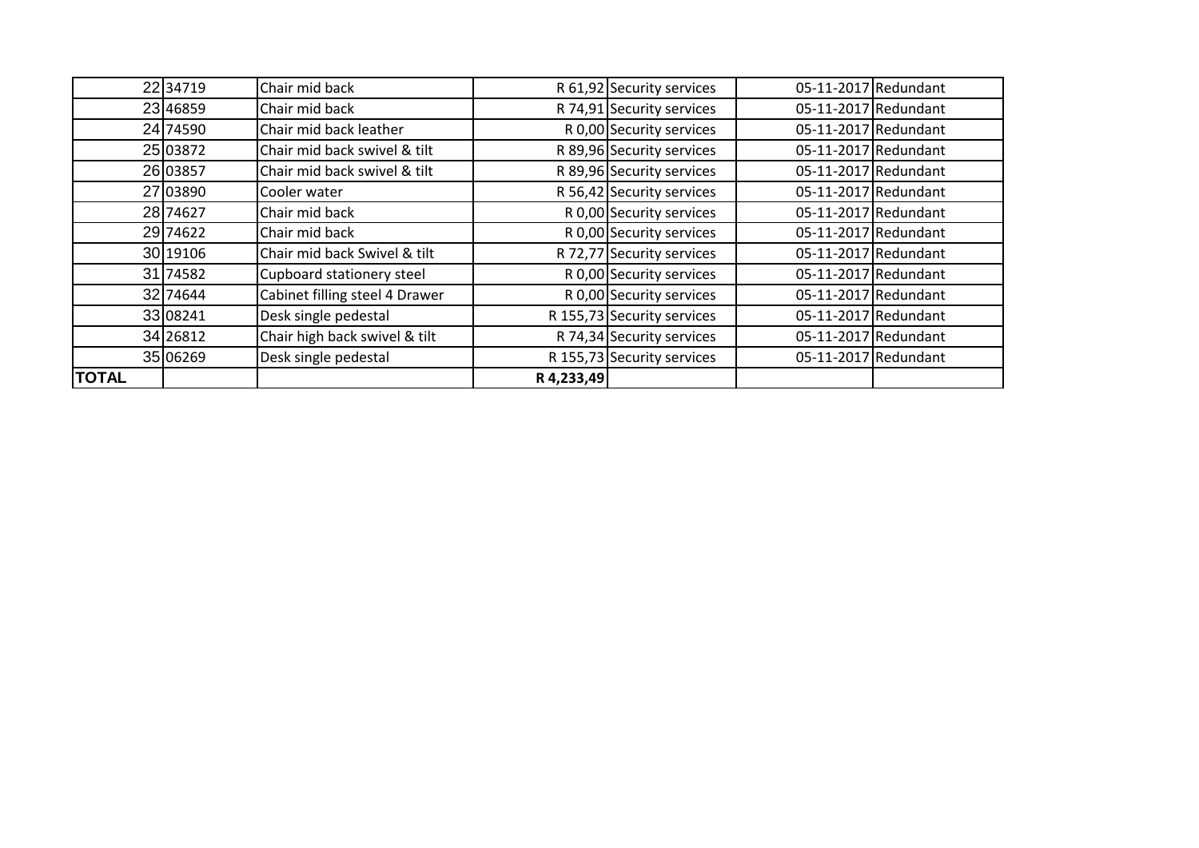|  |  |  |  |  |  |  |
|---|---|---|---|---|---|---|
| 22 | 34719 | Chair mid back | R 61,92 | Security services | 05-11-2017 | Redundant |
| 23 | 46859 | Chair mid back | R 74,91 | Security services | 05-11-2017 | Redundant |
| 24 | 74590 | Chair mid back leather | R 0,00 | Security services | 05-11-2017 | Redundant |
| 25 | 03872 | Chair mid back swivel & tilt | R 89,96 | Security services | 05-11-2017 | Redundant |
| 26 | 03857 | Chair mid back swivel & tilt | R 89,96 | Security services | 05-11-2017 | Redundant |
| 27 | 03890 | Cooler water | R 56,42 | Security services | 05-11-2017 | Redundant |
| 28 | 74627 | Chair mid back | R 0,00 | Security services | 05-11-2017 | Redundant |
| 29 | 74622 | Chair mid back | R 0,00 | Security services | 05-11-2017 | Redundant |
| 30 | 19106 | Chair mid back Swivel & tilt | R 72,77 | Security services | 05-11-2017 | Redundant |
| 31 | 74582 | Cupboard stationery steel | R 0,00 | Security services | 05-11-2017 | Redundant |
| 32 | 74644 | Cabinet filling steel 4 Drawer | R 0,00 | Security services | 05-11-2017 | Redundant |
| 33 | 08241 | Desk single pedestal | R 155,73 | Security services | 05-11-2017 | Redundant |
| 34 | 26812 | Chair high back swivel & tilt | R 74,34 | Security services | 05-11-2017 | Redundant |
| 35 | 06269 | Desk single pedestal | R 155,73 | Security services | 05-11-2017 | Redundant |
| **TOTAL** |  |  | **R 4,233,49** |  |  |  |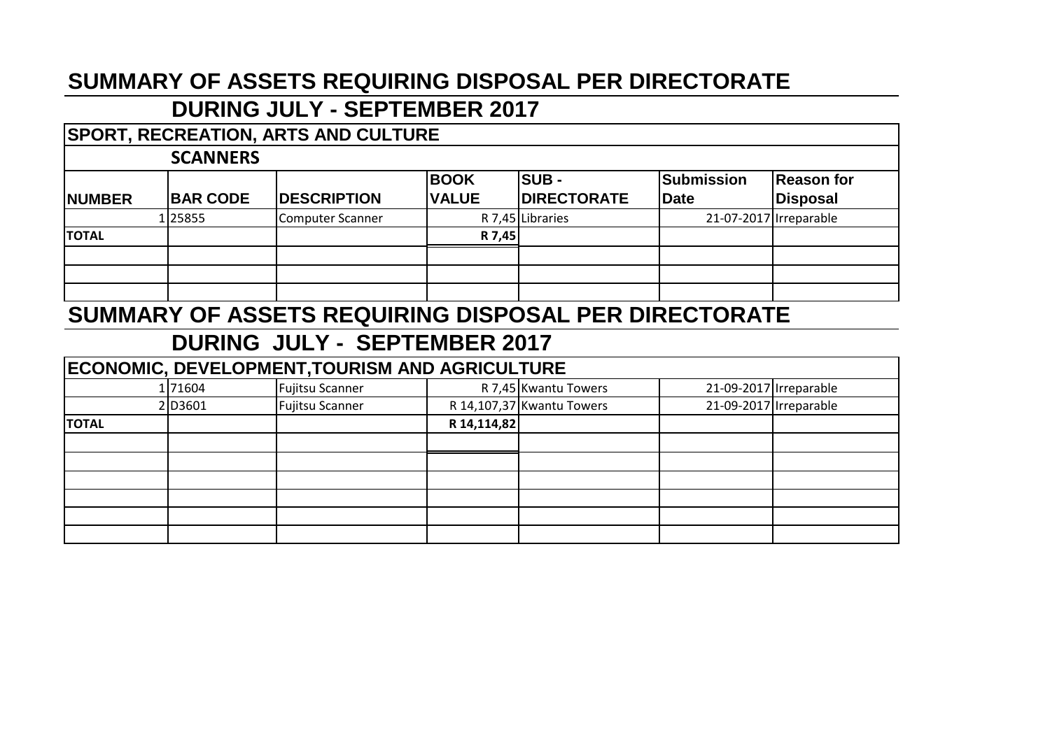# SUMMARY OF ASSETS REQUIRING DISPOSAL PER DIRECTORATE

## DURING JULY - SEPTEMBER 2017

### SPORT, RECREATION, ARTS AND CULTURE

### SCANNERS

| NUMBER | BAR CODE | DESCRIPTION | BOOK VALUE | SUB - DIRECTORATE | Submission Date | Reason for Disposal |
|---|---|---|---|---|---|---|
| 1 | 25855 | Computer Scanner | R 7,45 | Libraries | 21-07-2017 | Irreparable |
| **TOTAL** | | | **R 7,45** | | | |
| | | | | | | |
| | | | | | | |
| | | | | | | |

# SUMMARY OF ASSETS REQUIRING DISPOSAL PER DIRECTORATE

## DURING JULY - SEPTEMBER 2017

### ECONOMIC, DEVELOPMENT,TOURISM AND AGRICULTURE

| NUMBER | BAR CODE | DESCRIPTION | BOOK VALUE | SUB - DIRECTORATE | Submission Date | Reason for Disposal |
|---|---|---|---|---|---|---|
| 1 | 71604 | Fujitsu Scanner | R 7,45 | Kwantu Towers | 21-09-2017 | Irreparable |
| 2 | D3601 | Fujitsu Scanner | R 14,107,37 | Kwantu Towers | 21-09-2017 | Irreparable |
| **TOTAL** | | | **R 14,114,82** | | | |
| | | | | | | |
| | | | | | | |
| | | | | | | |
| | | | | | | |
| | | | | | | |
| | | | | | | |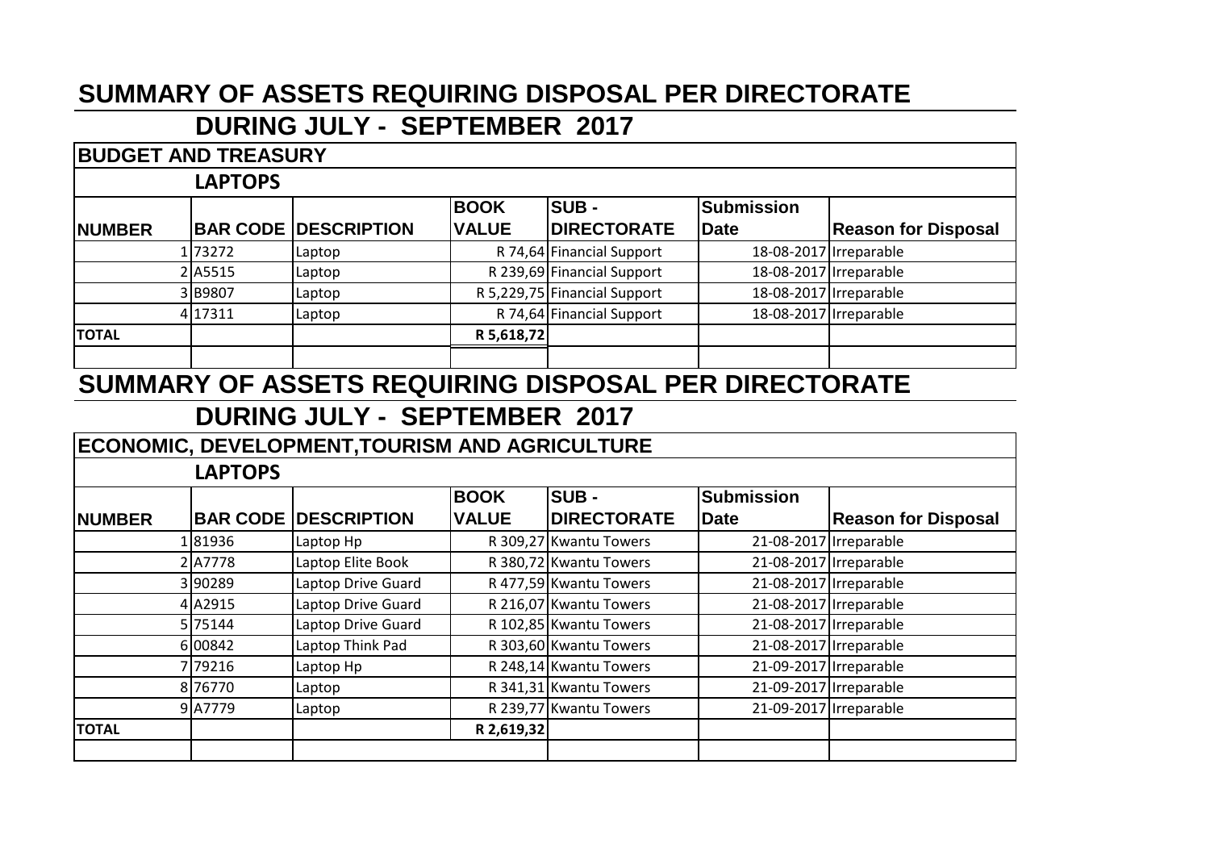# SUMMARY OF ASSETS REQUIRING DISPOSAL PER DIRECTORATE

## DURING JULY - SEPTEMBER 2017

### BUDGET AND TREASURY

**LAPTOPS**

| NUMBER | BAR CODE | DESCRIPTION | BOOK VALUE | SUB - DIRECTORATE | Submission Date | Reason for Disposal |
|---|---|---|---|---|---|---|
| 1 | 73272 | Laptop | R 74,64 | Financial Support | 18-08-2017 | Irreparable |
| 2 | A5515 | Laptop | R 239,69 | Financial Support | 18-08-2017 | Irreparable |
| 3 | B9807 | Laptop | R 5,229,75 | Financial Support | 18-08-2017 | Irreparable |
| 4 | 17311 | Laptop | R 74,64 | Financial Support | 18-08-2017 | Irreparable |
| **TOTAL** | | | **R 5,618,72** | | | |
| | | | | | | |

# SUMMARY OF ASSETS REQUIRING DISPOSAL PER DIRECTORATE

## DURING JULY - SEPTEMBER 2017

### ECONOMIC, DEVELOPMENT,TOURISM AND AGRICULTURE

**LAPTOPS**

| NUMBER | BAR CODE | DESCRIPTION | BOOK VALUE | SUB - DIRECTORATE | Submission Date | Reason for Disposal |
|---|---|---|---|---|---|---|
| 1 | 81936 | Laptop Hp | R 309,27 | Kwantu Towers | 21-08-2017 | Irreparable |
| 2 | A7778 | Laptop Elite Book | R 380,72 | Kwantu Towers | 21-08-2017 | Irreparable |
| 3 | 90289 | Laptop Drive Guard | R 477,59 | Kwantu Towers | 21-08-2017 | Irreparable |
| 4 | A2915 | Laptop Drive Guard | R 216,07 | Kwantu Towers | 21-08-2017 | Irreparable |
| 5 | 75144 | Laptop Drive Guard | R 102,85 | Kwantu Towers | 21-08-2017 | Irreparable |
| 6 | 00842 | Laptop Think Pad | R 303,60 | Kwantu Towers | 21-08-2017 | Irreparable |
| 7 | 79216 | Laptop Hp | R 248,14 | Kwantu Towers | 21-09-2017 | Irreparable |
| 8 | 76770 | Laptop | R 341,31 | Kwantu Towers | 21-09-2017 | Irreparable |
| 9 | A7779 | Laptop | R 239,77 | Kwantu Towers | 21-09-2017 | Irreparable |
| **TOTAL** | | | **R 2,619,32** | | | |
| | | | | | | |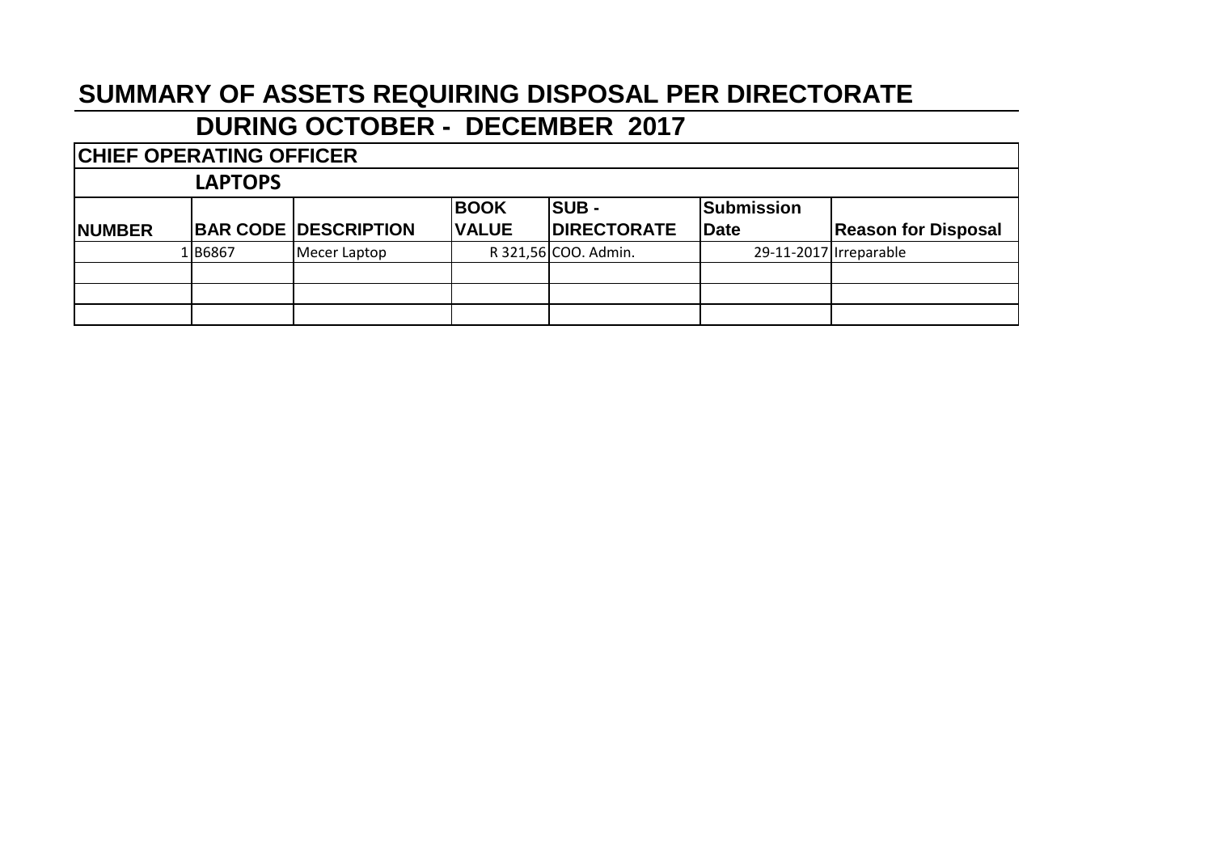# SUMMARY OF ASSETS REQUIRING DISPOSAL PER DIRECTORATE

## DURING OCTOBER - DECEMBER 2017

### CHIEF OPERATING OFFICER

#### LAPTOPS

| NUMBER | BAR CODE | DESCRIPTION | BOOK VALUE | SUB - DIRECTORATE | Submission Date | Reason for Disposal |
|---|---|---|---|---|---|---|
| 1 | B6867 | Mecer Laptop | R 321,56 | COO. Admin. | 29-11-2017 | Irreparable |
| | | | | | | |
| | | | | | | |
| | | | | | | |